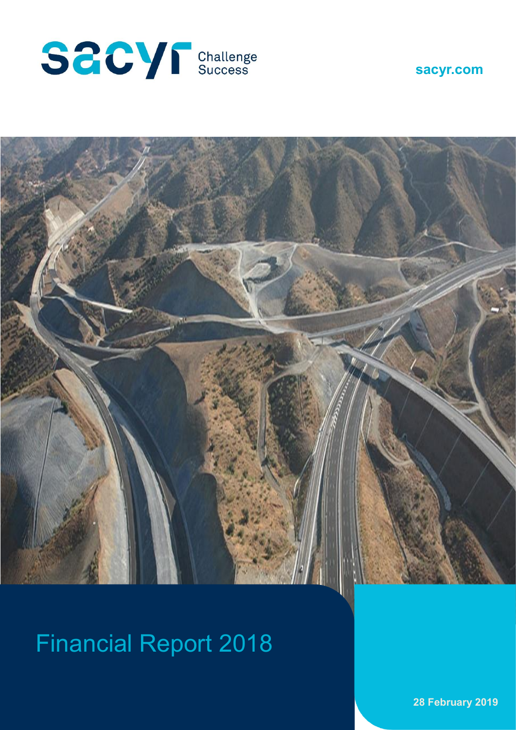sacyr Challenge Success

sacyr.com

# Financial Report 2018

28 February 2019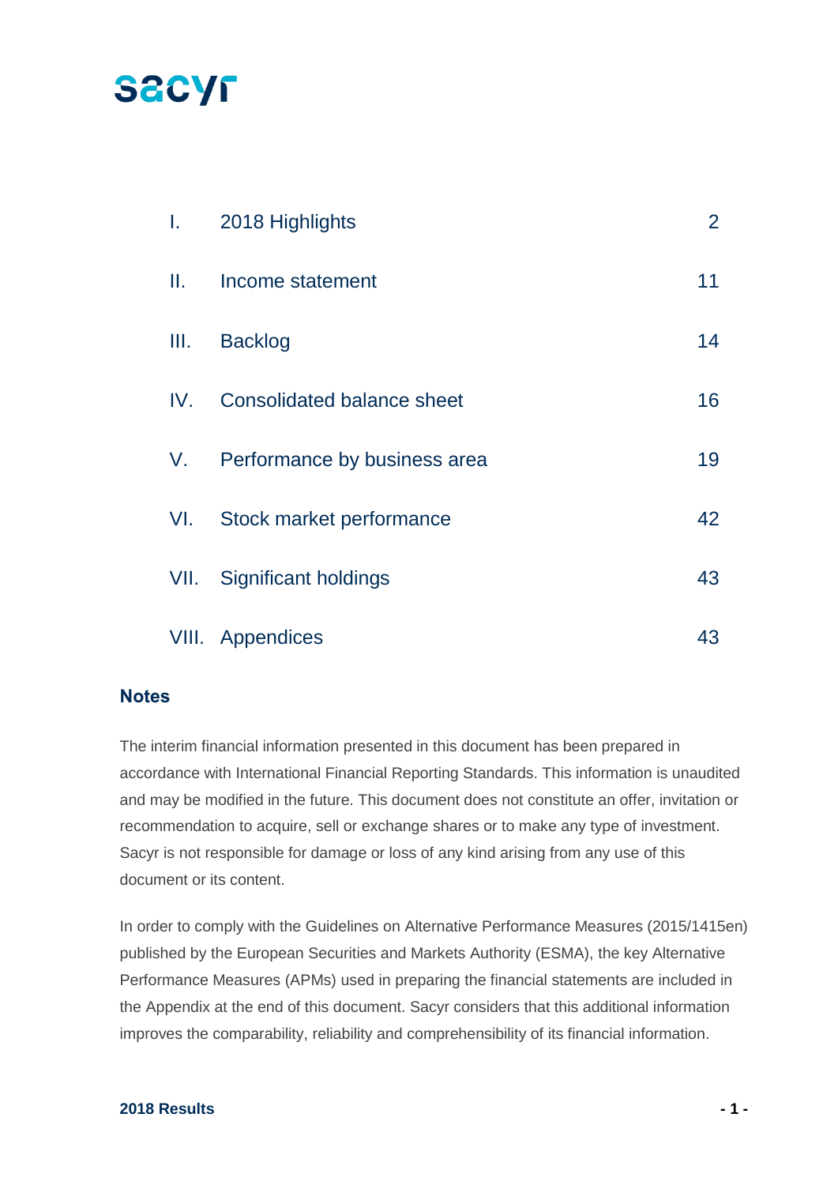sacyr

| | | |
|---|---|---|
| I. | 2018 Highlights | 2 |
| II. | Income statement | 11 |
| III. | Backlog | 14 |
| IV. | Consolidated balance sheet | 16 |
| V. | Performance by business area | 19 |
| VI. | Stock market performance | 42 |
| VII. | Significant holdings | 43 |
| VIII. | Appendices | 43 |

### Notes

The interim financial information presented in this document has been prepared in accordance with International Financial Reporting Standards. This information is unaudited and may be modified in the future. This document does not constitute an offer, invitation or recommendation to acquire, sell or exchange shares or to make any type of investment. Sacyr is not responsible for damage or loss of any kind arising from any use of this document or its content.

In order to comply with the Guidelines on Alternative Performance Measures (2015/1415en) published by the European Securities and Markets Authority (ESMA), the key Alternative Performance Measures (APMs) used in preparing the financial statements are included in the Appendix at the end of this document. Sacyr considers that this additional information improves the comparability, reliability and comprehensibility of its financial information.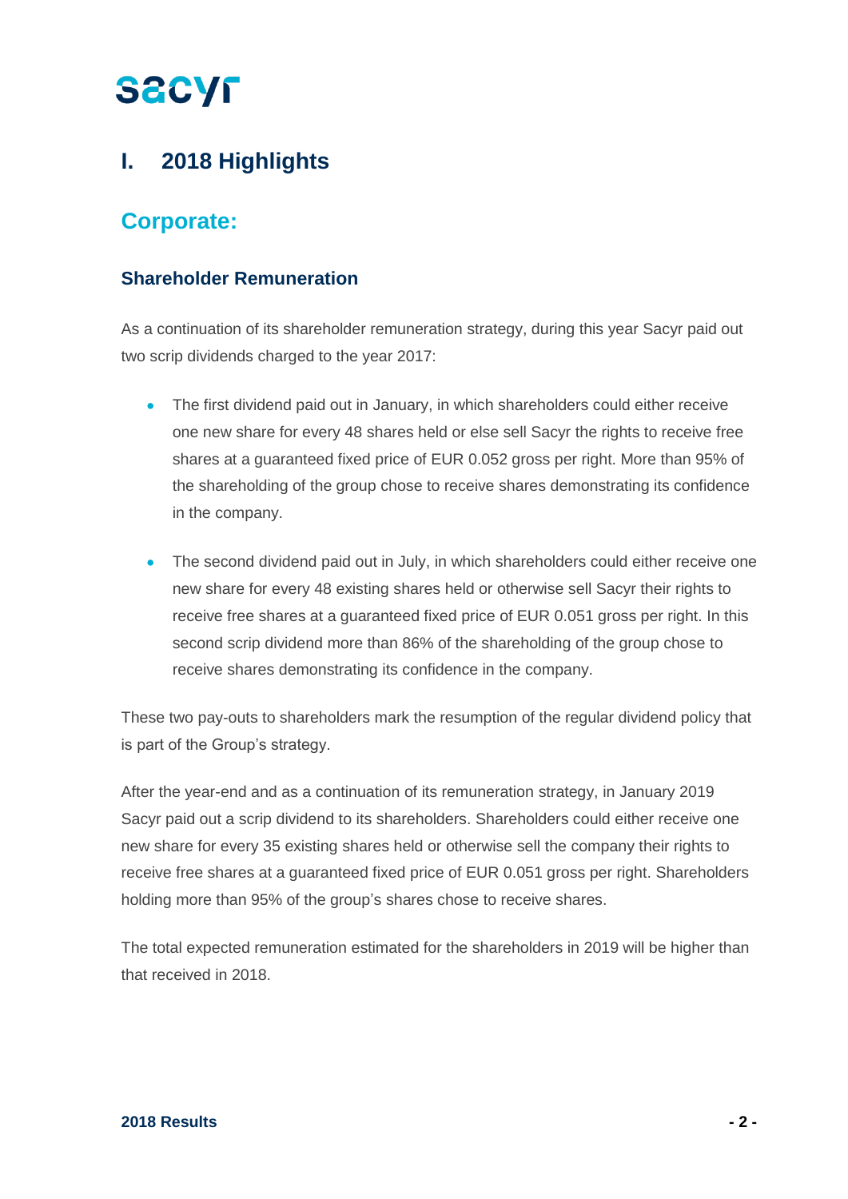# I. 2018 Highlights

## Corporate:

### Shareholder Remuneration

As a continuation of its shareholder remuneration strategy, during this year Sacyr paid out two scrip dividends charged to the year 2017:

- The first dividend paid out in January, in which shareholders could either receive one new share for every 48 shares held or else sell Sacyr the rights to receive free shares at a guaranteed fixed price of EUR 0.052 gross per right. More than 95% of the shareholding of the group chose to receive shares demonstrating its confidence in the company.

- The second dividend paid out in July, in which shareholders could either receive one new share for every 48 existing shares held or otherwise sell Sacyr their rights to receive free shares at a guaranteed fixed price of EUR 0.051 gross per right. In this second scrip dividend more than 86% of the shareholding of the group chose to receive shares demonstrating its confidence in the company.

These two pay-outs to shareholders mark the resumption of the regular dividend policy that is part of the Group's strategy.

After the year-end and as a continuation of its remuneration strategy, in January 2019 Sacyr paid out a scrip dividend to its shareholders. Shareholders could either receive one new share for every 35 existing shares held or otherwise sell the company their rights to receive free shares at a guaranteed fixed price of EUR 0.051 gross per right. Shareholders holding more than 95% of the group's shares chose to receive shares.

The total expected remuneration estimated for the shareholders in 2019 will be higher than that received in 2018.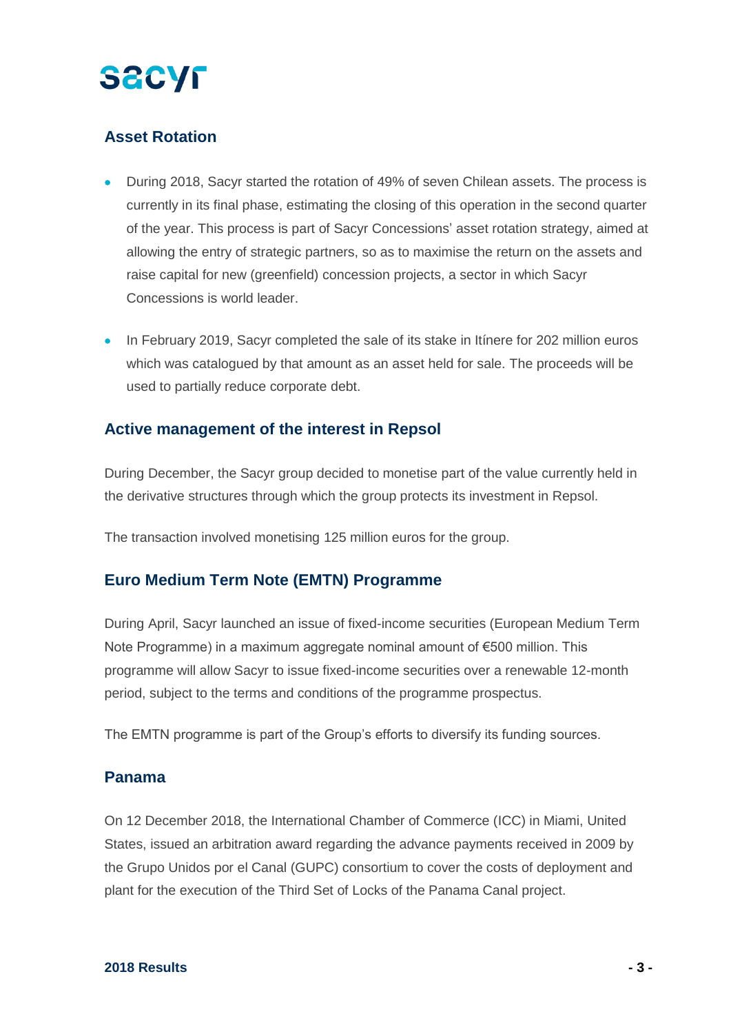## Asset Rotation

- During 2018, Sacyr started the rotation of 49% of seven Chilean assets. The process is currently in its final phase, estimating the closing of this operation in the second quarter of the year. This process is part of Sacyr Concessions' asset rotation strategy, aimed at allowing the entry of strategic partners, so as to maximise the return on the assets and raise capital for new (greenfield) concession projects, a sector in which Sacyr Concessions is world leader.

- In February 2019, Sacyr completed the sale of its stake in Itínere for 202 million euros which was catalogued by that amount as an asset held for sale. The proceeds will be used to partially reduce corporate debt.

## Active management of the interest in Repsol

During December, the Sacyr group decided to monetise part of the value currently held in the derivative structures through which the group protects its investment in Repsol.

The transaction involved monetising 125 million euros for the group.

## Euro Medium Term Note (EMTN) Programme

During April, Sacyr launched an issue of fixed-income securities (European Medium Term Note Programme) in a maximum aggregate nominal amount of €500 million. This programme will allow Sacyr to issue fixed-income securities over a renewable 12-month period, subject to the terms and conditions of the programme prospectus.

The EMTN programme is part of the Group's efforts to diversify its funding sources.

## Panama

On 12 December 2018, the International Chamber of Commerce (ICC) in Miami, United States, issued an arbitration award regarding the advance payments received in 2009 by the Grupo Unidos por el Canal (GUPC) consortium to cover the costs of deployment and plant for the execution of the Third Set of Locks of the Panama Canal project.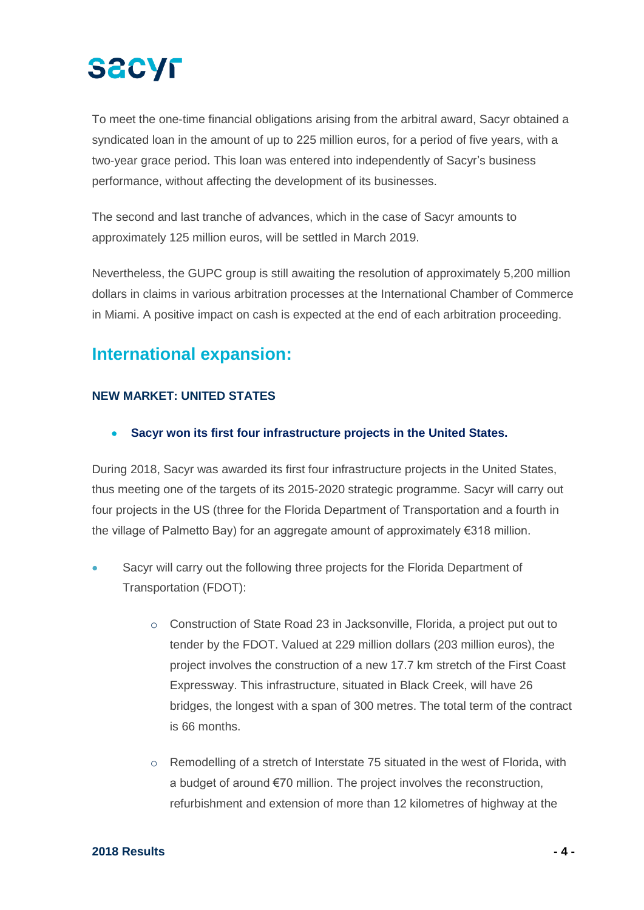To meet the one-time financial obligations arising from the arbitral award, Sacyr obtained a syndicated loan in the amount of up to 225 million euros, for a period of five years, with a two-year grace period. This loan was entered into independently of Sacyr's business performance, without affecting the development of its businesses.

The second and last tranche of advances, which in the case of Sacyr amounts to approximately 125 million euros, will be settled in March 2019.

Nevertheless, the GUPC group is still awaiting the resolution of approximately 5,200 million dollars in claims in various arbitration processes at the International Chamber of Commerce in Miami. A positive impact on cash is expected at the end of each arbitration proceeding.

## International expansion:

### NEW MARKET: UNITED STATES

- **Sacyr won its first four infrastructure projects in the United States.**

During 2018, Sacyr was awarded its first four infrastructure projects in the United States, thus meeting one of the targets of its 2015-2020 strategic programme. Sacyr will carry out four projects in the US (three for the Florida Department of Transportation and a fourth in the village of Palmetto Bay) for an aggregate amount of approximately €318 million.

- Sacyr will carry out the following three projects for the Florida Department of Transportation (FDOT):
    - Construction of State Road 23 in Jacksonville, Florida, a project put out to tender by the FDOT. Valued at 229 million dollars (203 million euros), the project involves the construction of a new 17.7 km stretch of the First Coast Expressway. This infrastructure, situated in Black Creek, will have 26 bridges, the longest with a span of 300 metres. The total term of the contract is 66 months.
    - Remodelling of a stretch of Interstate 75 situated in the west of Florida, with a budget of around €70 million. The project involves the reconstruction, refurbishment and extension of more than 12 kilometres of highway at the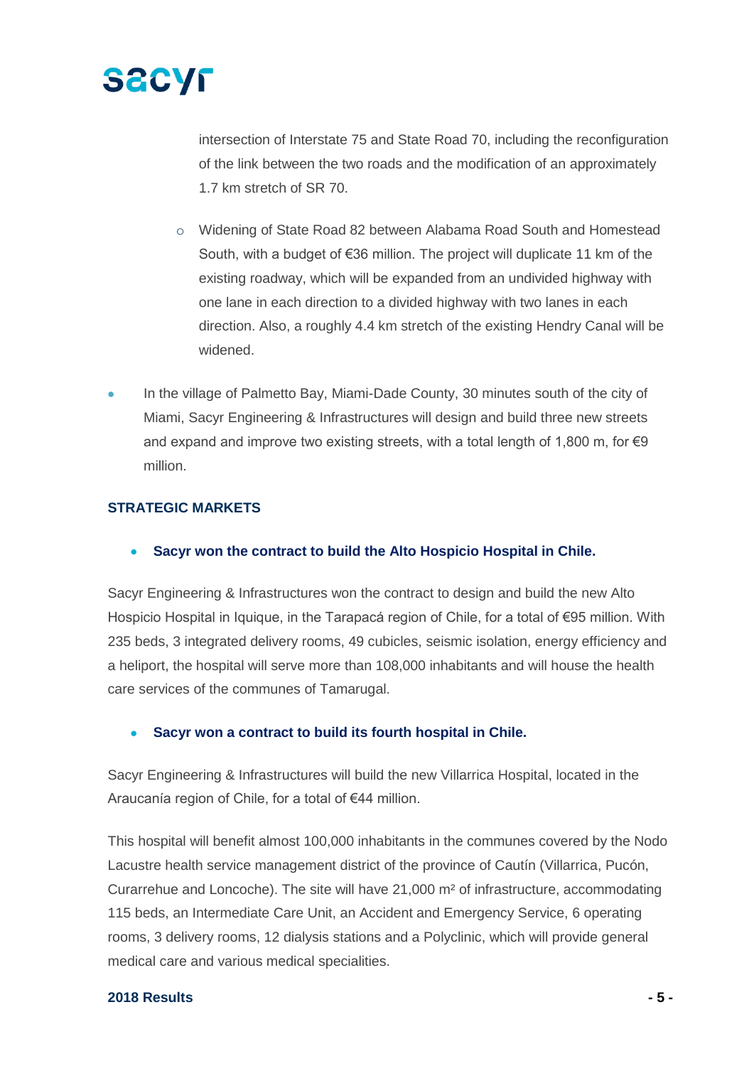intersection of Interstate 75 and State Road 70, including the reconfiguration of the link between the two roads and the modification of an approximately 1.7 km stretch of SR 70.

  - Widening of State Road 82 between Alabama Road South and Homestead South, with a budget of €36 million. The project will duplicate 11 km of the existing roadway, which will be expanded from an undivided highway with one lane in each direction to a divided highway with two lanes in each direction. Also, a roughly 4.4 km stretch of the existing Hendry Canal will be widened.

- In the village of Palmetto Bay, Miami-Dade County, 30 minutes south of the city of Miami, Sacyr Engineering & Infrastructures will design and build three new streets and expand and improve two existing streets, with a total length of 1,800 m, for €9 million.

**STRATEGIC MARKETS**

- **Sacyr won the contract to build the Alto Hospicio Hospital in Chile.**

Sacyr Engineering & Infrastructures won the contract to design and build the new Alto Hospicio Hospital in Iquique, in the Tarapacá region of Chile, for a total of €95 million. With 235 beds, 3 integrated delivery rooms, 49 cubicles, seismic isolation, energy efficiency and a heliport, the hospital will serve more than 108,000 inhabitants and will house the health care services of the communes of Tamarugal.

- **Sacyr won a contract to build its fourth hospital in Chile.**

Sacyr Engineering & Infrastructures will build the new Villarrica Hospital, located in the Araucanía region of Chile, for a total of €44 million.

This hospital will benefit almost 100,000 inhabitants in the communes covered by the Nodo Lacustre health service management district of the province of Cautín (Villarrica, Pucón, Curarrehue and Loncoche). The site will have 21,000 m² of infrastructure, accommodating 115 beds, an Intermediate Care Unit, an Accident and Emergency Service, 6 operating rooms, 3 delivery rooms, 12 dialysis stations and a Polyclinic, which will provide general medical care and various medical specialities.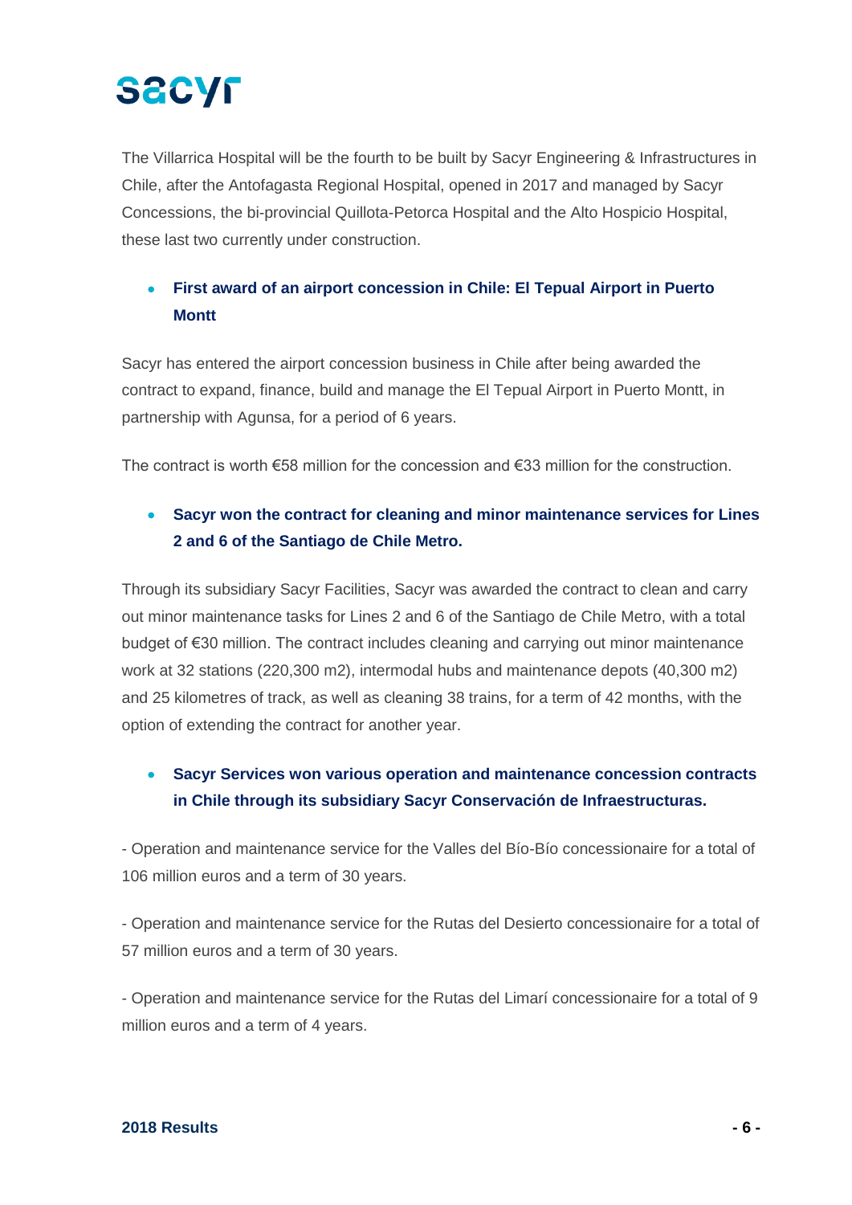The Villarrica Hospital will be the fourth to be built by Sacyr Engineering & Infrastructures in Chile, after the Antofagasta Regional Hospital, opened in 2017 and managed by Sacyr Concessions, the bi-provincial Quillota-Petorca Hospital and the Alto Hospicio Hospital, these last two currently under construction.

- **First award of an airport concession in Chile: El Tepual Airport in Puerto Montt**

Sacyr has entered the airport concession business in Chile after being awarded the contract to expand, finance, build and manage the El Tepual Airport in Puerto Montt, in partnership with Agunsa, for a period of 6 years.

The contract is worth €58 million for the concession and €33 million for the construction.

- **Sacyr won the contract for cleaning and minor maintenance services for Lines 2 and 6 of the Santiago de Chile Metro.**

Through its subsidiary Sacyr Facilities, Sacyr was awarded the contract to clean and carry out minor maintenance tasks for Lines 2 and 6 of the Santiago de Chile Metro, with a total budget of €30 million. The contract includes cleaning and carrying out minor maintenance work at 32 stations (220,300 m2), intermodal hubs and maintenance depots (40,300 m2) and 25 kilometres of track, as well as cleaning 38 trains, for a term of 42 months, with the option of extending the contract for another year.

- **Sacyr Services won various operation and maintenance concession contracts in Chile through its subsidiary Sacyr Conservación de Infraestructuras.**

- Operation and maintenance service for the Valles del Bío-Bío concessionaire for a total of 106 million euros and a term of 30 years.

- Operation and maintenance service for the Rutas del Desierto concessionaire for a total of 57 million euros and a term of 30 years.

- Operation and maintenance service for the Rutas del Limarí concessionaire for a total of 9 million euros and a term of 4 years.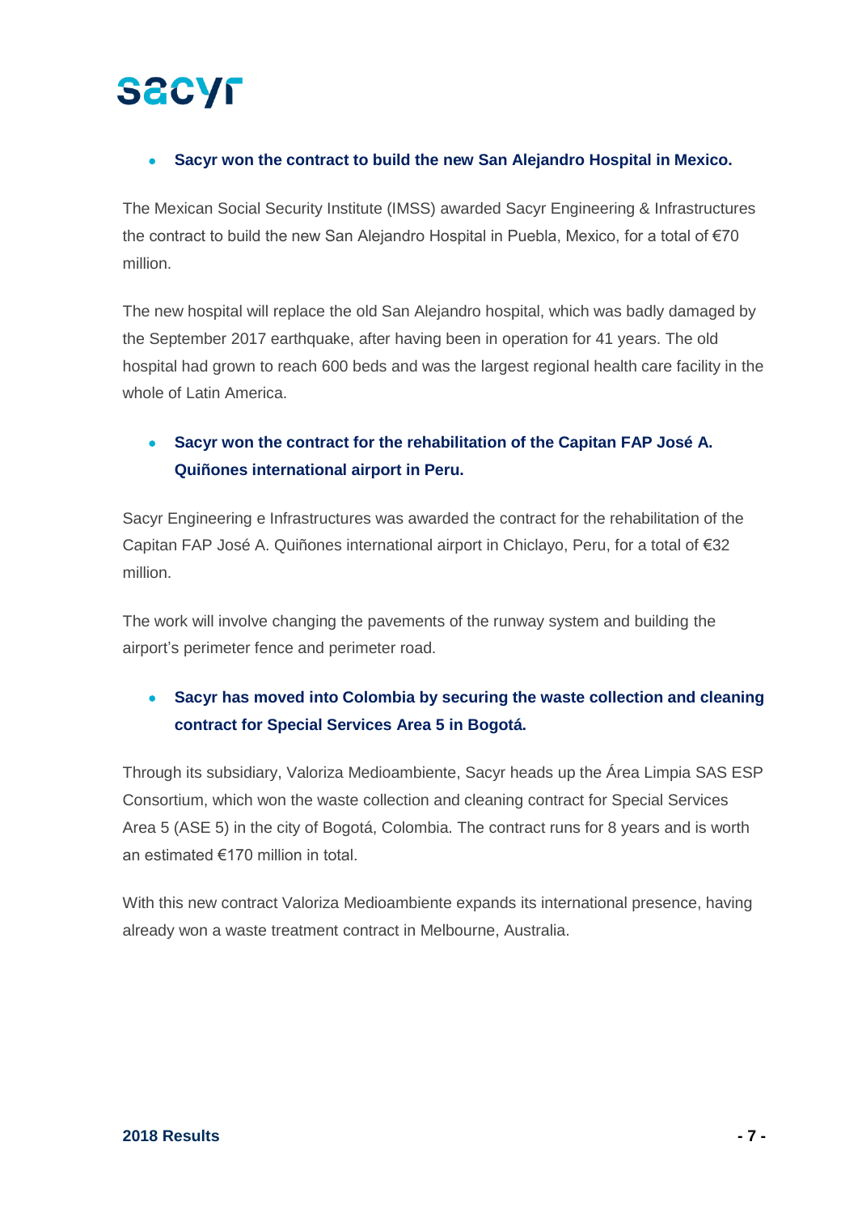- **Sacyr won the contract to build the new San Alejandro Hospital in Mexico.**

The Mexican Social Security Institute (IMSS) awarded Sacyr Engineering & Infrastructures the contract to build the new San Alejandro Hospital in Puebla, Mexico, for a total of €70 million.

The new hospital will replace the old San Alejandro hospital, which was badly damaged by the September 2017 earthquake, after having been in operation for 41 years. The old hospital had grown to reach 600 beds and was the largest regional health care facility in the whole of Latin America.

- **Sacyr won the contract for the rehabilitation of the Capitan FAP José A. Quiñones international airport in Peru.**

Sacyr Engineering e Infrastructures was awarded the contract for the rehabilitation of the Capitan FAP José A. Quiñones international airport in Chiclayo, Peru, for a total of €32 million.

The work will involve changing the pavements of the runway system and building the airport's perimeter fence and perimeter road.

- **Sacyr has moved into Colombia by securing the waste collection and cleaning contract for Special Services Area 5 in Bogotá.**

Through its subsidiary, Valoriza Medioambiente, Sacyr heads up the Área Limpia SAS ESP Consortium, which won the waste collection and cleaning contract for Special Services Area 5 (ASE 5) in the city of Bogotá, Colombia. The contract runs for 8 years and is worth an estimated €170 million in total.

With this new contract Valoriza Medioambiente expands its international presence, having already won a waste treatment contract in Melbourne, Australia.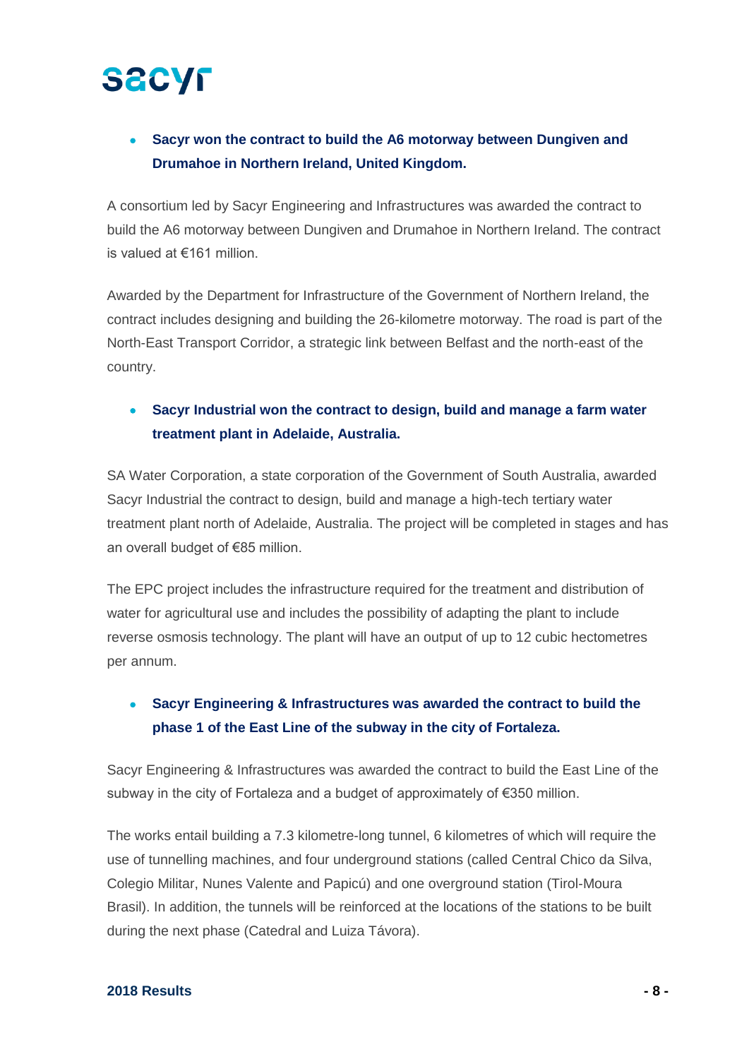- **Sacyr won the contract to build the A6 motorway between Dungiven and Drumahoe in Northern Ireland, United Kingdom.**

A consortium led by Sacyr Engineering and Infrastructures was awarded the contract to build the A6 motorway between Dungiven and Drumahoe in Northern Ireland. The contract is valued at €161 million.

Awarded by the Department for Infrastructure of the Government of Northern Ireland, the contract includes designing and building the 26-kilometre motorway. The road is part of the North-East Transport Corridor, a strategic link between Belfast and the north-east of the country.

- **Sacyr Industrial won the contract to design, build and manage a farm water treatment plant in Adelaide, Australia.**

SA Water Corporation, a state corporation of the Government of South Australia, awarded Sacyr Industrial the contract to design, build and manage a high-tech tertiary water treatment plant north of Adelaide, Australia. The project will be completed in stages and has an overall budget of €85 million.

The EPC project includes the infrastructure required for the treatment and distribution of water for agricultural use and includes the possibility of adapting the plant to include reverse osmosis technology. The plant will have an output of up to 12 cubic hectometres per annum.

- **Sacyr Engineering & Infrastructures was awarded the contract to build the phase 1 of the East Line of the subway in the city of Fortaleza.**

Sacyr Engineering & Infrastructures was awarded the contract to build the East Line of the subway in the city of Fortaleza and a budget of approximately of €350 million.

The works entail building a 7.3 kilometre-long tunnel, 6 kilometres of which will require the use of tunnelling machines, and four underground stations (called Central Chico da Silva, Colegio Militar, Nunes Valente and Papicú) and one overground station (Tirol-Moura Brasil). In addition, the tunnels will be reinforced at the locations of the stations to be built during the next phase (Catedral and Luiza Távora).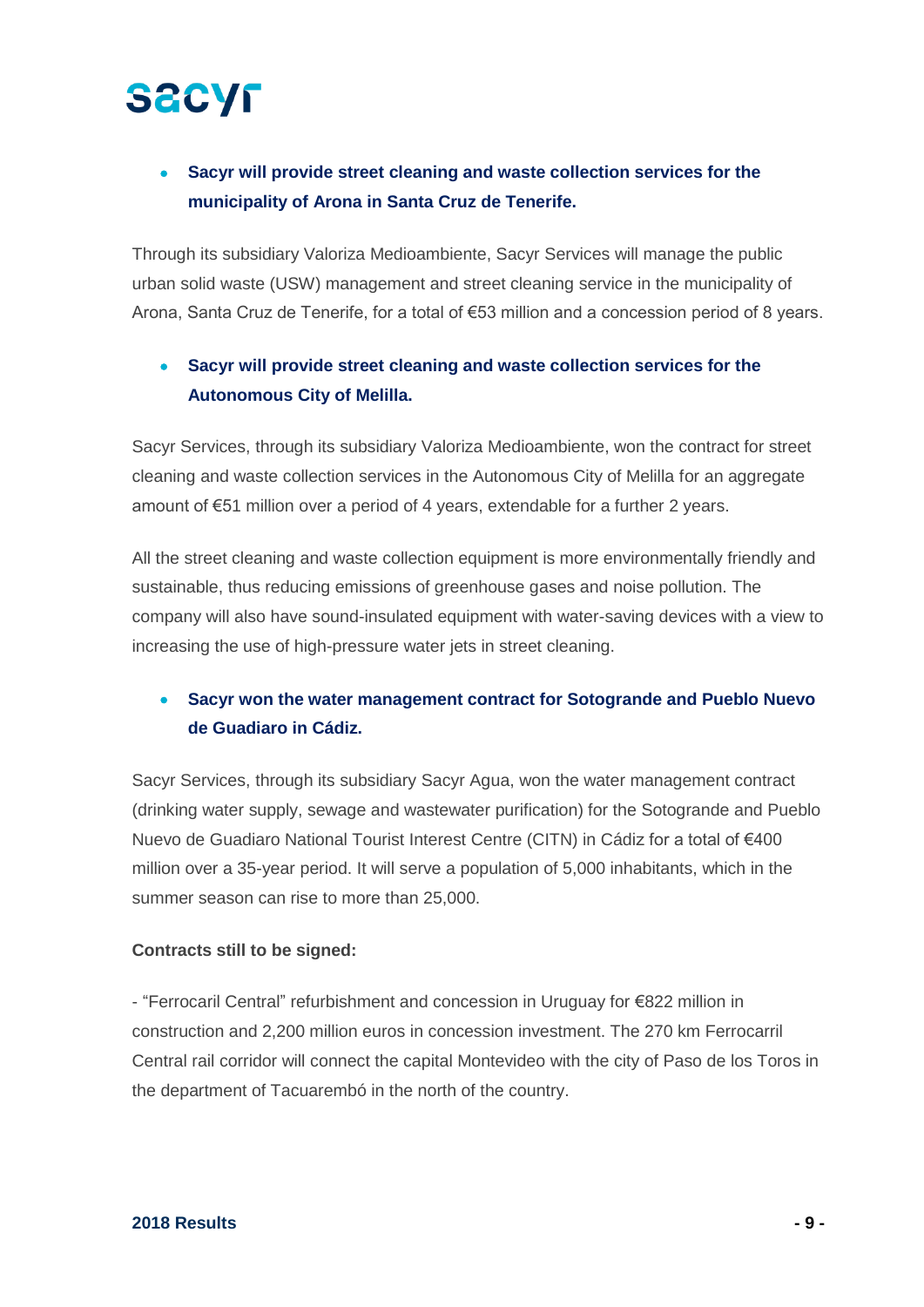- **Sacyr will provide street cleaning and waste collection services for the municipality of Arona in Santa Cruz de Tenerife.**

Through its subsidiary Valoriza Medioambiente, Sacyr Services will manage the public urban solid waste (USW) management and street cleaning service in the municipality of Arona, Santa Cruz de Tenerife, for a total of €53 million and a concession period of 8 years.

- **Sacyr will provide street cleaning and waste collection services for the Autonomous City of Melilla.**

Sacyr Services, through its subsidiary Valoriza Medioambiente, won the contract for street cleaning and waste collection services in the Autonomous City of Melilla for an aggregate amount of €51 million over a period of 4 years, extendable for a further 2 years.

All the street cleaning and waste collection equipment is more environmentally friendly and sustainable, thus reducing emissions of greenhouse gases and noise pollution. The company will also have sound-insulated equipment with water-saving devices with a view to increasing the use of high-pressure water jets in street cleaning.

- **Sacyr won the water management contract for Sotogrande and Pueblo Nuevo de Guadiaro in Cádiz.**

Sacyr Services, through its subsidiary Sacyr Agua, won the water management contract (drinking water supply, sewage and wastewater purification) for the Sotogrande and Pueblo Nuevo de Guadiaro National Tourist Interest Centre (CITN) in Cádiz for a total of €400 million over a 35-year period. It will serve a population of 5,000 inhabitants, which in the summer season can rise to more than 25,000.

**Contracts still to be signed:**

- "Ferrocaril Central" refurbishment and concession in Uruguay for €822 million in construction and 2,200 million euros in concession investment. The 270 km Ferrocarril Central rail corridor will connect the capital Montevideo with the city of Paso de los Toros in the department of Tacuarembó in the north of the country.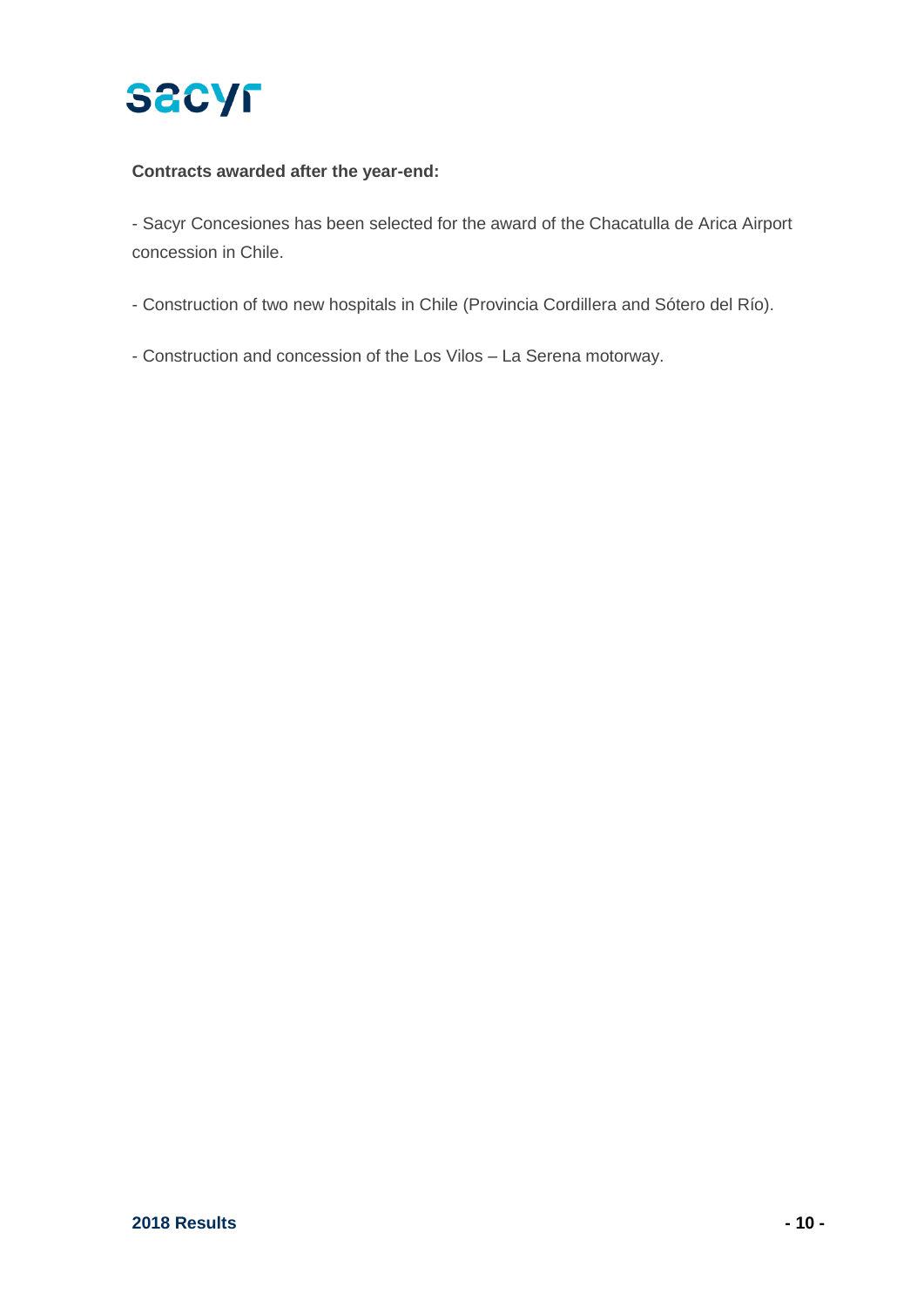**Contracts awarded after the year-end:**

- Sacyr Concesiones has been selected for the award of the Chacatulla de Arica Airport concession in Chile.

- Construction of two new hospitals in Chile (Provincia Cordillera and Sótero del Río).

- Construction and concession of the Los Vilos – La Serena motorway.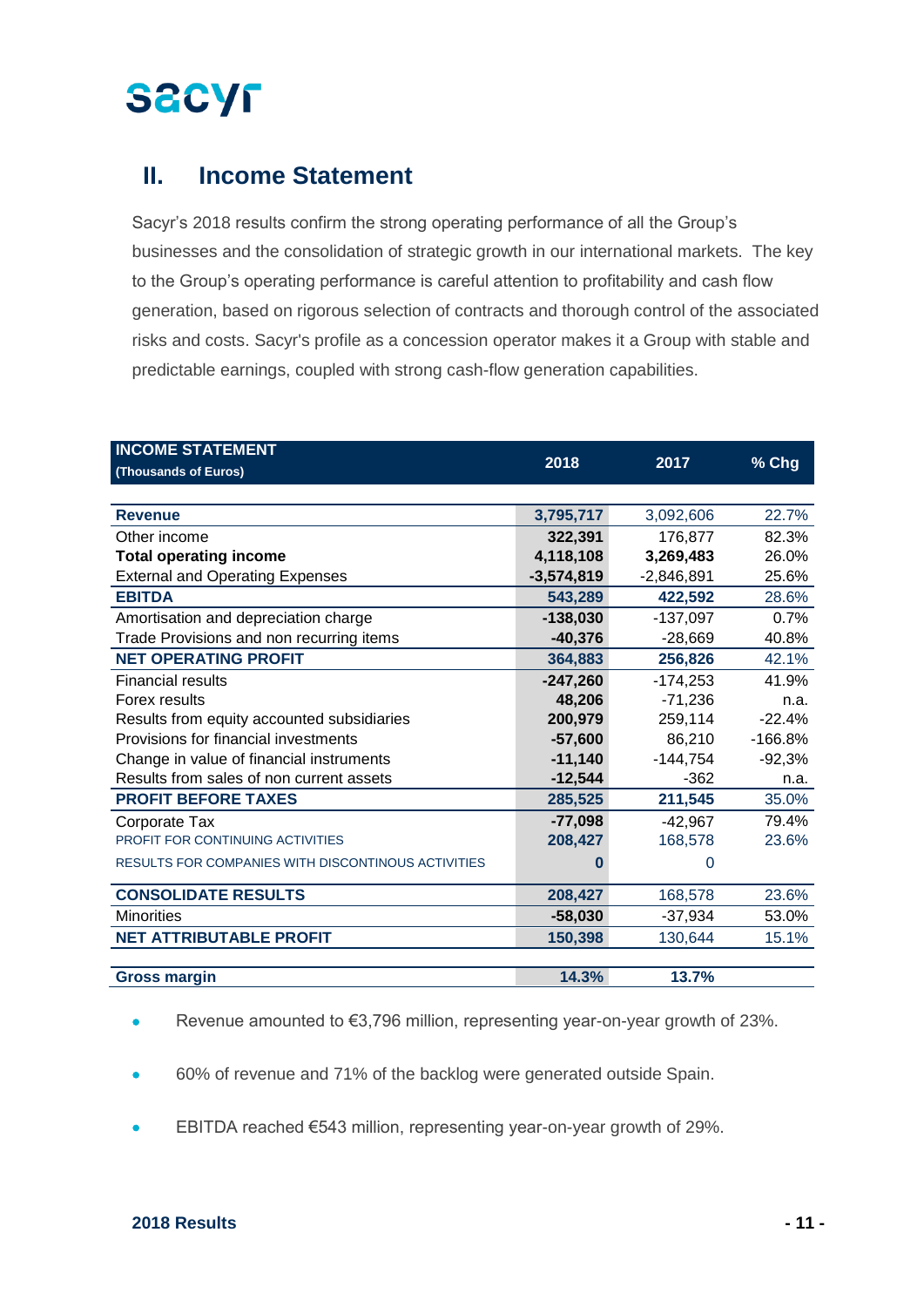## II. Income Statement

Sacyr's 2018 results confirm the strong operating performance of all the Group's businesses and the consolidation of strategic growth in our international markets. The key to the Group's operating performance is careful attention to profitability and cash flow generation, based on rigorous selection of contracts and thorough control of the associated risks and costs. Sacyr's profile as a concession operator makes it a Group with stable and predictable earnings, coupled with strong cash-flow generation capabilities.

| INCOME STATEMENT (Thousands of Euros) | 2018 | 2017 | % Chg |
|---|---|---|---|
| **Revenue** | **3,795,717** | 3,092,606 | 22.7% |
| Other income | **322,391** | 176,877 | 82.3% |
| **Total operating income** | **4,118,108** | **3,269,483** | 26.0% |
| External and Operating Expenses | **-3,574,819** | -2,846,891 | 25.6% |
| **EBITDA** | **543,289** | **422,592** | 28.6% |
| Amortisation and depreciation charge | **-138,030** | -137,097 | 0.7% |
| Trade Provisions and non recurring items | **-40,376** | -28,669 | 40.8% |
| **NET OPERATING PROFIT** | **364,883** | **256,826** | 42.1% |
| Financial results | **-247,260** | -174,253 | 41.9% |
| Forex results | **48,206** | -71,236 | n.a. |
| Results from equity accounted subsidiaries | **200,979** | 259,114 | -22.4% |
| Provisions for financial investments | **-57,600** | 86,210 | -166.8% |
| Change in value of financial instruments | **-11,140** | -144,754 | -92,3% |
| Results from sales of non current assets | **-12,544** | -362 | n.a. |
| **PROFIT BEFORE TAXES** | **285,525** | **211,545** | 35.0% |
| Corporate Tax | **-77,098** | -42,967 | 79.4% |
| PROFIT FOR CONTINUING ACTIVITIES | **208,427** | 168,578 | 23.6% |
| RESULTS FOR COMPANIES WITH DISCONTINOUS ACTIVITIES | **0** | 0 | |
| **CONSOLIDATE RESULTS** | **208,427** | 168,578 | 23.6% |
| Minorities | **-58,030** | -37,934 | 53.0% |
| **NET ATTRIBUTABLE PROFIT** | **150,398** | 130,644 | 15.1% |
| **Gross margin** | **14.3%** | **13.7%** | |

- Revenue amounted to €3,796 million, representing year-on-year growth of 23%.
- 60% of revenue and 71% of the backlog were generated outside Spain.
- EBITDA reached €543 million, representing year-on-year growth of 29%.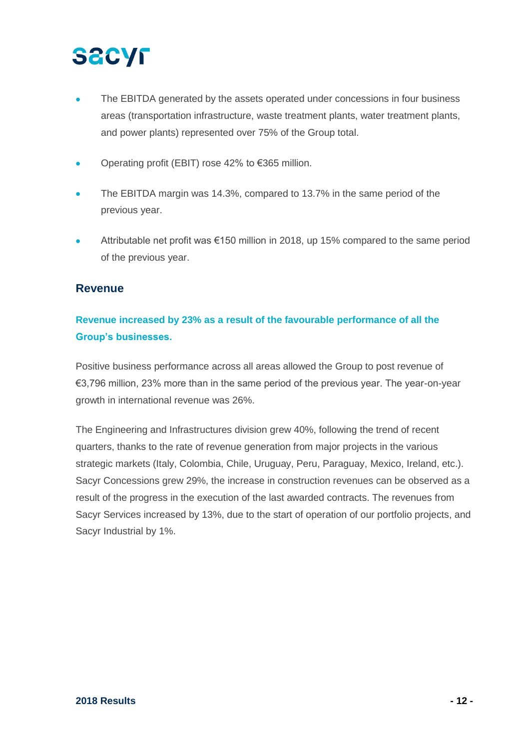- The EBITDA generated by the assets operated under concessions in four business areas (transportation infrastructure, waste treatment plants, water treatment plants, and power plants) represented over 75% of the Group total.
- Operating profit (EBIT) rose 42% to €365 million.
- The EBITDA margin was 14.3%, compared to 13.7% in the same period of the previous year.
- Attributable net profit was €150 million in 2018, up 15% compared to the same period of the previous year.

## Revenue

**Revenue increased by 23% as a result of the favourable performance of all the Group's businesses.**

Positive business performance across all areas allowed the Group to post revenue of €3,796 million, 23% more than in the same period of the previous year. The year-on-year growth in international revenue was 26%.

The Engineering and Infrastructures division grew 40%, following the trend of recent quarters, thanks to the rate of revenue generation from major projects in the various strategic markets (Italy, Colombia, Chile, Uruguay, Peru, Paraguay, Mexico, Ireland, etc.). Sacyr Concessions grew 29%, the increase in construction revenues can be observed as a result of the progress in the execution of the last awarded contracts. The revenues from Sacyr Services increased by 13%, due to the start of operation of our portfolio projects, and Sacyr Industrial by 1%.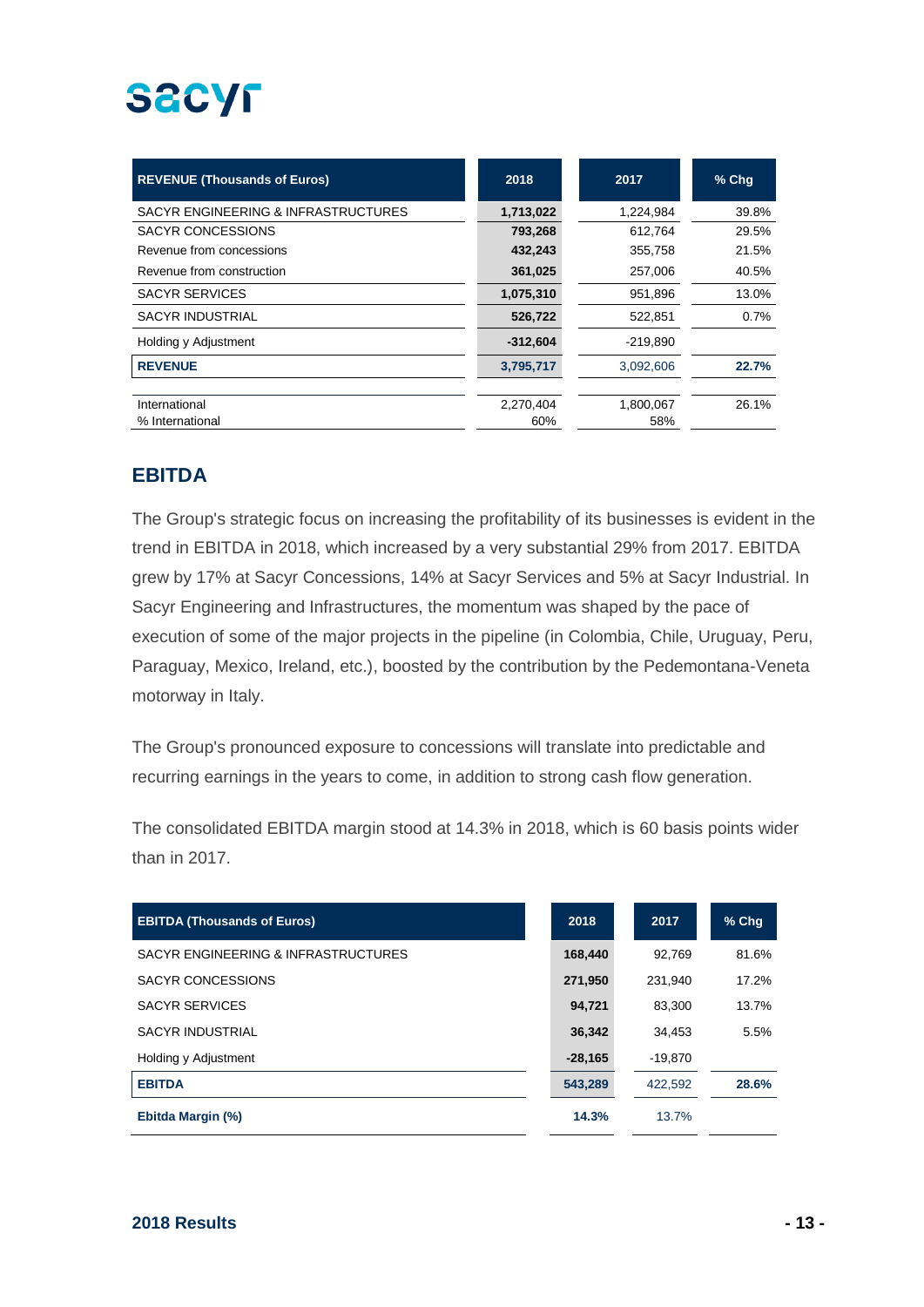| REVENUE (Thousands of Euros) | 2018 | 2017 | % Chg |
|---|---|---|---|
| SACYR ENGINEERING & INFRASTRUCTURES | **1,713,022** | 1,224,984 | 39.8% |
| SACYR CONCESSIONS | **793,268** | 612,764 | 29.5% |
| Revenue from concessions | **432,243** | 355,758 | 21.5% |
| Revenue from construction | **361,025** | 257,006 | 40.5% |
| SACYR SERVICES | **1,075,310** | 951,896 | 13.0% |
| SACYR INDUSTRIAL | **526,722** | 522,851 | 0.7% |
| Holding y Adjustment | **-312,604** | -219,890 | |
| **REVENUE** | **3,795,717** | 3,092,606 | **22.7%** |
| | | | |
| International | 2,270,404 | 1,800,067 | 26.1% |
| % International | 60% | 58% | |

## EBITDA

The Group's strategic focus on increasing the profitability of its businesses is evident in the trend in EBITDA in 2018, which increased by a very substantial 29% from 2017. EBITDA grew by 17% at Sacyr Concessions, 14% at Sacyr Services and 5% at Sacyr Industrial. In Sacyr Engineering and Infrastructures, the momentum was shaped by the pace of execution of some of the major projects in the pipeline (in Colombia, Chile, Uruguay, Peru, Paraguay, Mexico, Ireland, etc.), boosted by the contribution by the Pedemontana-Veneta motorway in Italy.

The Group's pronounced exposure to concessions will translate into predictable and recurring earnings in the years to come, in addition to strong cash flow generation.

The consolidated EBITDA margin stood at 14.3% in 2018, which is 60 basis points wider than in 2017.

| EBITDA (Thousands of Euros) | 2018 | 2017 | % Chg |
|---|---|---|---|
| SACYR ENGINEERING & INFRASTRUCTURES | **168,440** | 92,769 | 81.6% |
| SACYR CONCESSIONS | **271,950** | 231,940 | 17.2% |
| SACYR SERVICES | **94,721** | 83,300 | 13.7% |
| SACYR INDUSTRIAL | **36,342** | 34,453 | 5.5% |
| Holding y Adjustment | **-28,165** | -19,870 | |
| **EBITDA** | **543,289** | 422,592 | **28.6%** |
| **Ebitda Margin (%)** | **14.3%** | 13.7% | |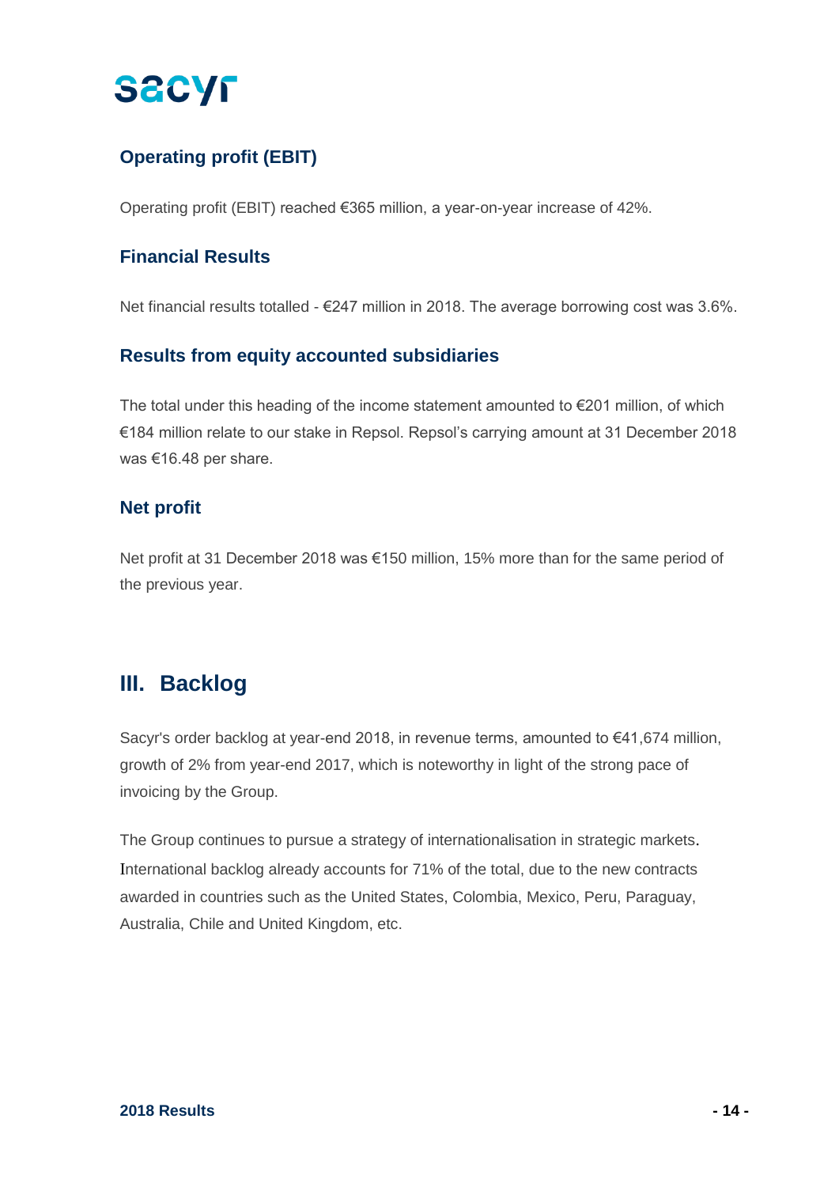### Operating profit (EBIT)

Operating profit (EBIT) reached €365 million, a year-on-year increase of 42%.

### Financial Results

Net financial results totalled - €247 million in 2018. The average borrowing cost was 3.6%.

### Results from equity accounted subsidiaries

The total under this heading of the income statement amounted to €201 million, of which €184 million relate to our stake in Repsol. Repsol's carrying amount at 31 December 2018 was €16.48 per share.

### Net profit

Net profit at 31 December 2018 was €150 million, 15% more than for the same period of the previous year.

## III. Backlog

Sacyr's order backlog at year-end 2018, in revenue terms, amounted to €41,674 million, growth of 2% from year-end 2017, which is noteworthy in light of the strong pace of invoicing by the Group.

The Group continues to pursue a strategy of internationalisation in strategic markets. International backlog already accounts for 71% of the total, due to the new contracts awarded in countries such as the United States, Colombia, Mexico, Peru, Paraguay, Australia, Chile and United Kingdom, etc.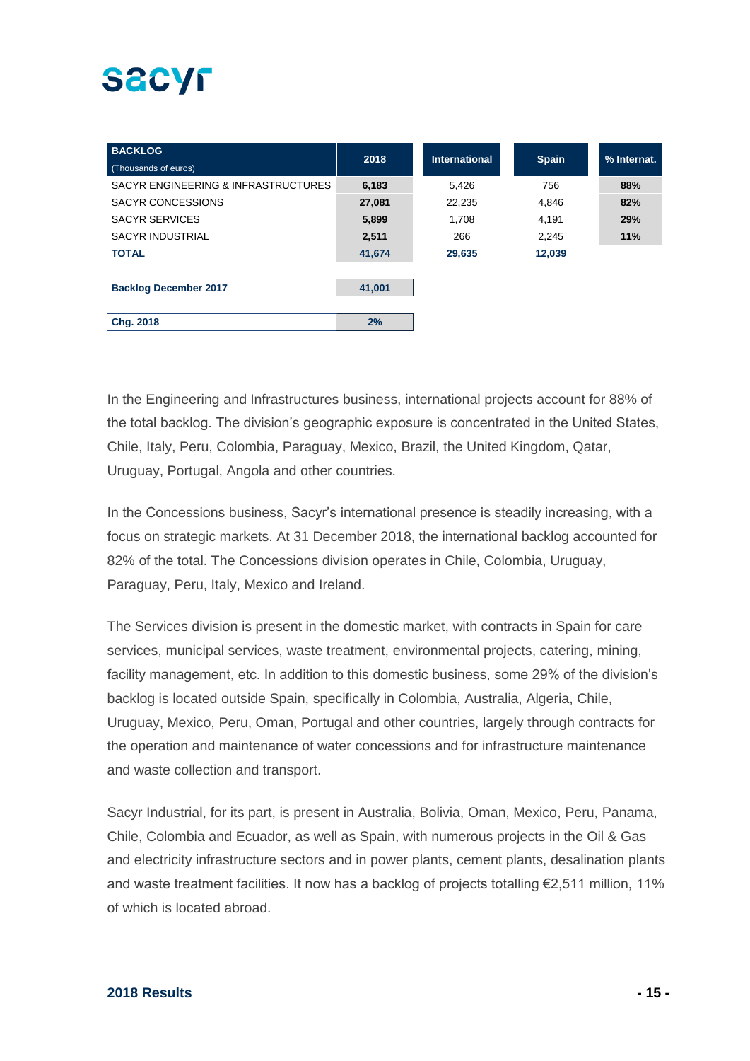| BACKLOG (Thousands of euros) | 2018 | International | Spain | % Internat. |
|---|---|---|---|---|
| SACYR ENGINEERING & INFRASTRUCTURES | **6,183** | 5,426 | 756 | **88%** |
| SACYR CONCESSIONS | **27,081** | 22,235 | 4,846 | **82%** |
| SACYR SERVICES | **5,899** | 1,708 | 4,191 | **29%** |
| SACYR INDUSTRIAL | **2,511** | 266 | 2,245 | **11%** |
| **TOTAL** | **41,674** | **29,635** | **12,039** | |
| **Backlog December 2017** | **41,001** | | | |
| **Chg. 2018** | **2%** | | | |

In the Engineering and Infrastructures business, international projects account for 88% of the total backlog. The division's geographic exposure is concentrated in the United States, Chile, Italy, Peru, Colombia, Paraguay, Mexico, Brazil, the United Kingdom, Qatar, Uruguay, Portugal, Angola and other countries.

In the Concessions business, Sacyr's international presence is steadily increasing, with a focus on strategic markets. At 31 December 2018, the international backlog accounted for 82% of the total. The Concessions division operates in Chile, Colombia, Uruguay, Paraguay, Peru, Italy, Mexico and Ireland.

The Services division is present in the domestic market, with contracts in Spain for care services, municipal services, waste treatment, environmental projects, catering, mining, facility management, etc. In addition to this domestic business, some 29% of the division's backlog is located outside Spain, specifically in Colombia, Australia, Algeria, Chile, Uruguay, Mexico, Peru, Oman, Portugal and other countries, largely through contracts for the operation and maintenance of water concessions and for infrastructure maintenance and waste collection and transport.

Sacyr Industrial, for its part, is present in Australia, Bolivia, Oman, Mexico, Peru, Panama, Chile, Colombia and Ecuador, as well as Spain, with numerous projects in the Oil & Gas and electricity infrastructure sectors and in power plants, cement plants, desalination plants and waste treatment facilities. It now has a backlog of projects totalling €2,511 million, 11% of which is located abroad.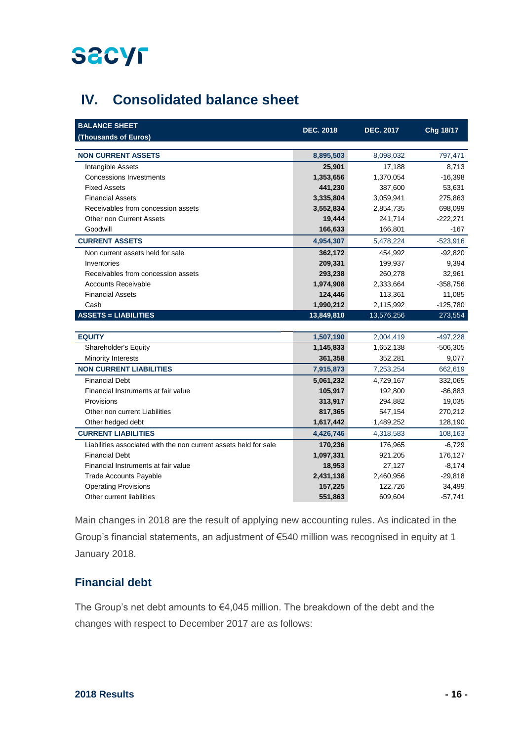## IV. Consolidated balance sheet

| BALANCE SHEET (Thousands of Euros) | DEC. 2018 | DEC. 2017 | Chg 18/17 |
|---|---|---|---|
| **NON CURRENT ASSETS** | **8,895,503** | 8,098,032 | 797,471 |
| Intangible Assets | **25,901** | 17,188 | 8,713 |
| Concessions Investments | **1,353,656** | 1,370,054 | -16,398 |
| Fixed Assets | **441,230** | 387,600 | 53,631 |
| Financial Assets | **3,335,804** | 3,059,941 | 275,863 |
| Receivables from concession assets | **3,552,834** | 2,854,735 | 698,099 |
| Other non Current Assets | **19,444** | 241,714 | -222,271 |
| Goodwill | **166,633** | 166,801 | -167 |
| **CURRENT ASSETS** | **4,954,307** | 5,478,224 | -523,916 |
| Non current assets held for sale | **362,172** | 454,992 | -92,820 |
| Inventories | **209,331** | 199,937 | 9,394 |
| Receivables from concession assets | **293,238** | 260,278 | 32,961 |
| Accounts Receivable | **1,974,908** | 2,333,664 | -358,756 |
| Financial Assets | **124,446** | 113,361 | 11,085 |
| Cash | **1,990,212** | 2,115,992 | -125,780 |
| **ASSETS = LIABILITIES** | **13,849,810** | 13,576,256 | 273,554 |
| | | | |
| **EQUITY** | **1,507,190** | 2,004,419 | -497,228 |
| Shareholder's Equity | **1,145,833** | 1,652,138 | -506,305 |
| Minority Interests | **361,358** | 352,281 | 9,077 |
| **NON CURRENT LIABILITIES** | **7,915,873** | 7,253,254 | 662,619 |
| Financial Debt | **5,061,232** | 4,729,167 | 332,065 |
| Financial Instruments at fair value | **105,917** | 192,800 | -86,883 |
| Provisions | **313,917** | 294,882 | 19,035 |
| Other non current Liabilities | **817,365** | 547,154 | 270,212 |
| Other hedged debt | **1,617,442** | 1,489,252 | 128,190 |
| **CURRENT LIABILITIES** | **4,426,746** | 4,318,583 | 108,163 |
| Liabilities associated with the non current assets held for sale | **170,236** | 176,965 | -6,729 |
| Financial Debt | **1,097,331** | 921,205 | 176,127 |
| Financial Instruments at fair value | **18,953** | 27,127 | -8,174 |
| Trade Accounts Payable | **2,431,138** | 2,460,956 | -29,818 |
| Operating Provisions | **157,225** | 122,726 | 34,499 |
| Other current liabilities | **551,863** | 609,604 | -57,741 |

Main changes in 2018 are the result of applying new accounting rules. As indicated in the Group's financial statements, an adjustment of €540 million was recognised in equity at 1 January 2018.

### Financial debt

The Group's net debt amounts to €4,045 million. The breakdown of the debt and the changes with respect to December 2017 are as follows: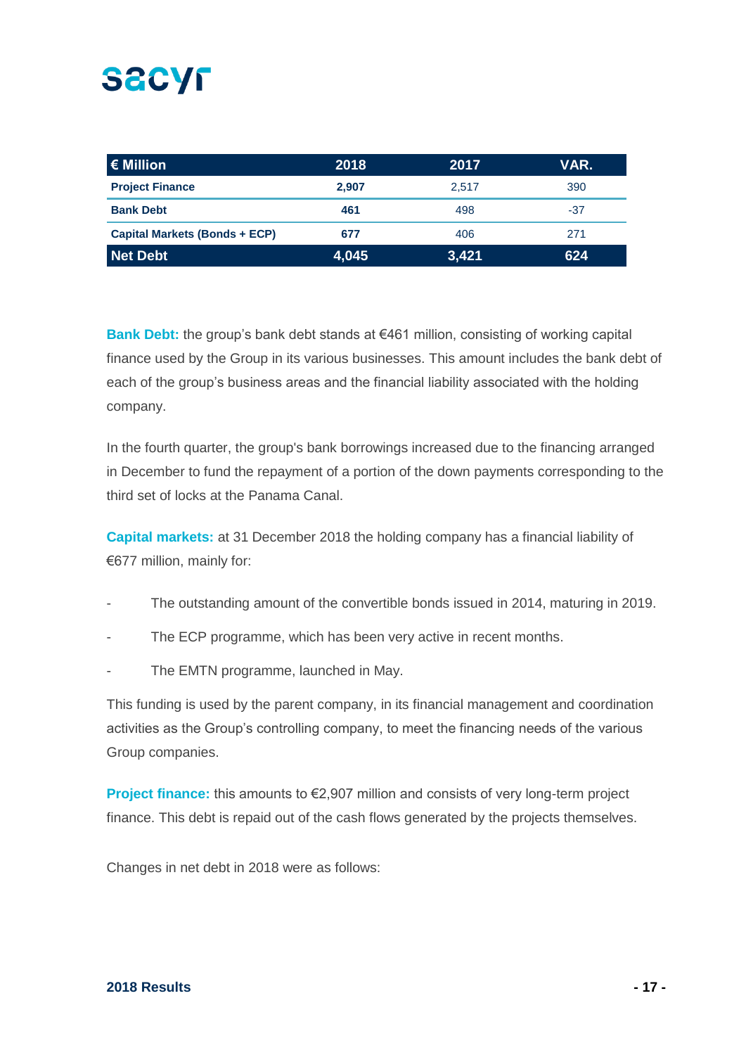| € Million | 2018 | 2017 | VAR. |
| --- | --- | --- | --- |
| **Project Finance** | **2,907** | 2,517 | 390 |
| **Bank Debt** | **461** | 498 | -37 |
| **Capital Markets (Bonds + ECP)** | **677** | 406 | 271 |
| **Net Debt** | **4,045** | **3,421** | **624** |

**Bank Debt:** the group's bank debt stands at €461 million, consisting of working capital finance used by the Group in its various businesses. This amount includes the bank debt of each of the group's business areas and the financial liability associated with the holding company.

In the fourth quarter, the group's bank borrowings increased due to the financing arranged in December to fund the repayment of a portion of the down payments corresponding to the third set of locks at the Panama Canal.

**Capital markets:** at 31 December 2018 the holding company has a financial liability of €677 million, mainly for:

- The outstanding amount of the convertible bonds issued in 2014, maturing in 2019.
- The ECP programme, which has been very active in recent months.
- The EMTN programme, launched in May.

This funding is used by the parent company, in its financial management and coordination activities as the Group's controlling company, to meet the financing needs of the various Group companies.

**Project finance:** this amounts to €2,907 million and consists of very long-term project finance. This debt is repaid out of the cash flows generated by the projects themselves.

Changes in net debt in 2018 were as follows: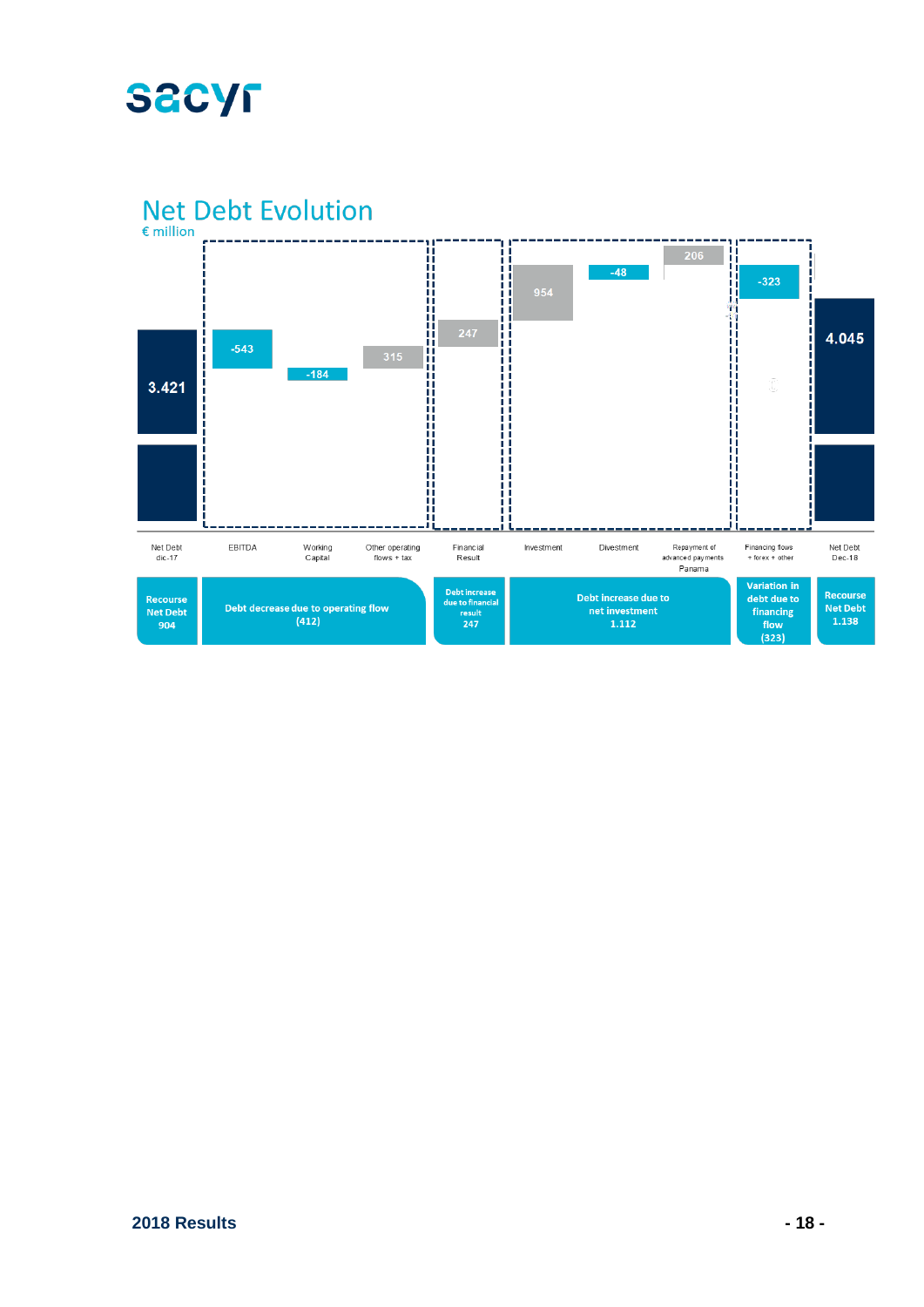## Net Debt Evolution

€ million

| Net Debt dic-17 | EBITDA | Working Capital | Other operating flows + tax | Financial Result | Investment | Divestment | Repayment of advanced payments Panama | Financing flows + forex + other | Net Debt Dec-18 |
|---|---|---|---|---|---|---|---|---|---|
| 3.421 | -543 | -184 | 315 | 247 | 954 | -48 | 206 | -323 | 4.045 |

| Recourse Net Debt 904 | Debt decrease due to operating flow (412) | Debt increase due to financial result 247 | Debt increase due to net investment 1.112 | Variation in debt due to financing flow (323) | Recourse Net Debt 1.138 |
|---|---|---|---|---|---|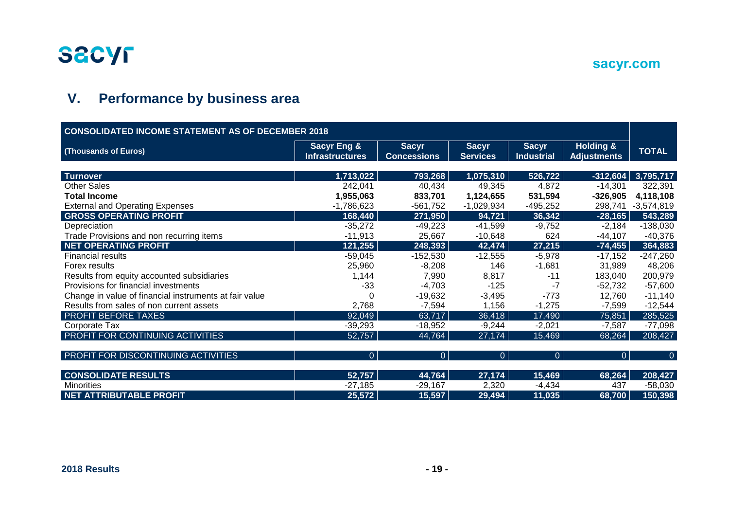## V. Performance by business area

| CONSOLIDATED INCOME STATEMENT AS OF DECEMBER 2018 | | | | | | |
|---|---|---|---|---|---|---|
| (Thousands of Euros) | Sacyr Eng & Infrastructures | Sacyr Concessions | Sacyr Services | Sacyr Industrial | Holding & Adjustments | TOTAL |
| **Turnover** | 1,713,022 | 793,268 | 1,075,310 | 526,722 | -312,604 | 3,795,717 |
| Other Sales | 242,041 | 40,434 | 49,345 | 4,872 | -14,301 | 322,391 |
| **Total Income** | **1,955,063** | **833,701** | **1,124,655** | **531,594** | **-326,905** | **4,118,108** |
| External and Operating Expenses | -1,786,623 | -561,752 | -1,029,934 | -495,252 | 298,741 | -3,574,819 |
| **GROSS OPERATING PROFIT** | 168,440 | 271,950 | 94,721 | 36,342 | -28,165 | 543,289 |
| Depreciation | -35,272 | -49,223 | -41,599 | -9,752 | -2,184 | -138,030 |
| Trade Provisions and non recurring items | -11,913 | 25,667 | -10,648 | 624 | -44,107 | -40,376 |
| **NET OPERATING PROFIT** | 121,255 | 248,393 | 42,474 | 27,215 | -74,455 | 364,883 |
| Financial results | -59,045 | -152,530 | -12,555 | -5,978 | -17,152 | -247,260 |
| Forex results | 25,960 | -8,208 | 146 | -1,681 | 31,989 | 48,206 |
| Results from equity accounted subsidiaries | 1,144 | 7,990 | 8,817 | -11 | 183,040 | 200,979 |
| Provisions for financial investments | -33 | -4,703 | -125 | -7 | -52,732 | -57,600 |
| Change in value of financial instruments at fair value | 0 | -19,632 | -3,495 | -773 | 12,760 | -11,140 |
| Results from sales of non current assets | 2,768 | -7,594 | 1,156 | -1,275 | -7,599 | -12,544 |
| PROFIT BEFORE TAXES | 92,049 | 63,717 | 36,418 | 17,490 | 75,851 | 285,525 |
| Corporate Tax | -39,293 | -18,952 | -9,244 | -2,021 | -7,587 | -77,098 |
| PROFIT FOR CONTINUING ACTIVITIES | 52,757 | 44,764 | 27,174 | 15,469 | 68,264 | 208,427 |
| PROFIT FOR DISCONTINUING ACTIVITIES | 0 | 0 | 0 | 0 | 0 | 0 |
| **CONSOLIDATE RESULTS** | 52,757 | 44,764 | 27,174 | 15,469 | 68,264 | 208,427 |
| Minorities | -27,185 | -29,167 | 2,320 | -4,434 | 437 | -58,030 |
| **NET ATTRIBUTABLE PROFIT** | 25,572 | 15,597 | 29,494 | 11,035 | 68,700 | 150,398 |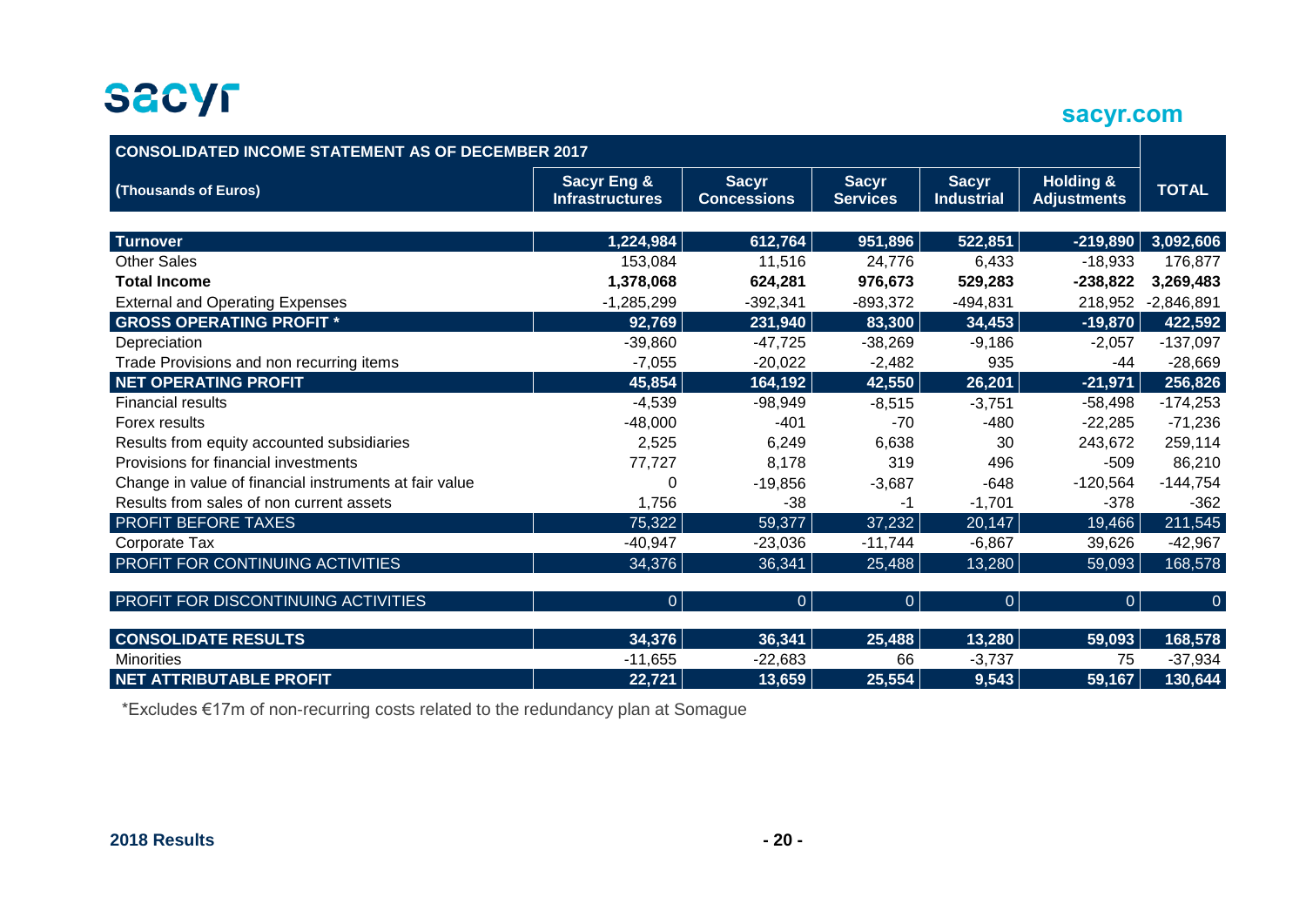| CONSOLIDATED INCOME STATEMENT AS OF DECEMBER 2017 | | | | | | |
|---|---|---|---|---|---|---|
| **(Thousands of Euros)** | **Sacyr Eng & Infrastructures** | **Sacyr Concessions** | **Sacyr Services** | **Sacyr Industrial** | **Holding & Adjustments** | **TOTAL** |
| **Turnover** | **1,224,984** | **612,764** | **951,896** | **522,851** | **-219,890** | **3,092,606** |
| Other Sales | 153,084 | 11,516 | 24,776 | 6,433 | -18,933 | 176,877 |
| **Total Income** | **1,378,068** | **624,281** | **976,673** | **529,283** | **-238,822** | **3,269,483** |
| External and Operating Expenses | -1,285,299 | -392,341 | -893,372 | -494,831 | 218,952 | -2,846,891 |
| **GROSS OPERATING PROFIT *** | **92,769** | **231,940** | **83,300** | **34,453** | **-19,870** | **422,592** |
| Depreciation | -39,860 | -47,725 | -38,269 | -9,186 | -2,057 | -137,097 |
| Trade Provisions and non recurring items | -7,055 | -20,022 | -2,482 | 935 | -44 | -28,669 |
| **NET OPERATING PROFIT** | **45,854** | **164,192** | **42,550** | **26,201** | **-21,971** | **256,826** |
| Financial results | -4,539 | -98,949 | -8,515 | -3,751 | -58,498 | -174,253 |
| Forex results | -48,000 | -401 | -70 | -480 | -22,285 | -71,236 |
| Results from equity accounted subsidiaries | 2,525 | 6,249 | 6,638 | 30 | 243,672 | 259,114 |
| Provisions for financial investments | 77,727 | 8,178 | 319 | 496 | -509 | 86,210 |
| Change in value of financial instruments at fair value | 0 | -19,856 | -3,687 | -648 | -120,564 | -144,754 |
| Results from sales of non current assets | 1,756 | -38 | -1 | -1,701 | -378 | -362 |
| PROFIT BEFORE TAXES | 75,322 | 59,377 | 37,232 | 20,147 | 19,466 | 211,545 |
| Corporate Tax | -40,947 | -23,036 | -11,744 | -6,867 | 39,626 | -42,967 |
| PROFIT FOR CONTINUING ACTIVITIES | 34,376 | 36,341 | 25,488 | 13,280 | 59,093 | 168,578 |
| PROFIT FOR DISCONTINUING ACTIVITIES | 0 | 0 | 0 | 0 | 0 | 0 |
| **CONSOLIDATE RESULTS** | **34,376** | **36,341** | **25,488** | **13,280** | **59,093** | **168,578** |
| Minorities | -11,655 | -22,683 | 66 | -3,737 | 75 | -37,934 |
| **NET ATTRIBUTABLE PROFIT** | **22,721** | **13,659** | **25,554** | **9,543** | **59,167** | **130,644** |

*Excludes €17m of non-recurring costs related to the redundancy plan at Somague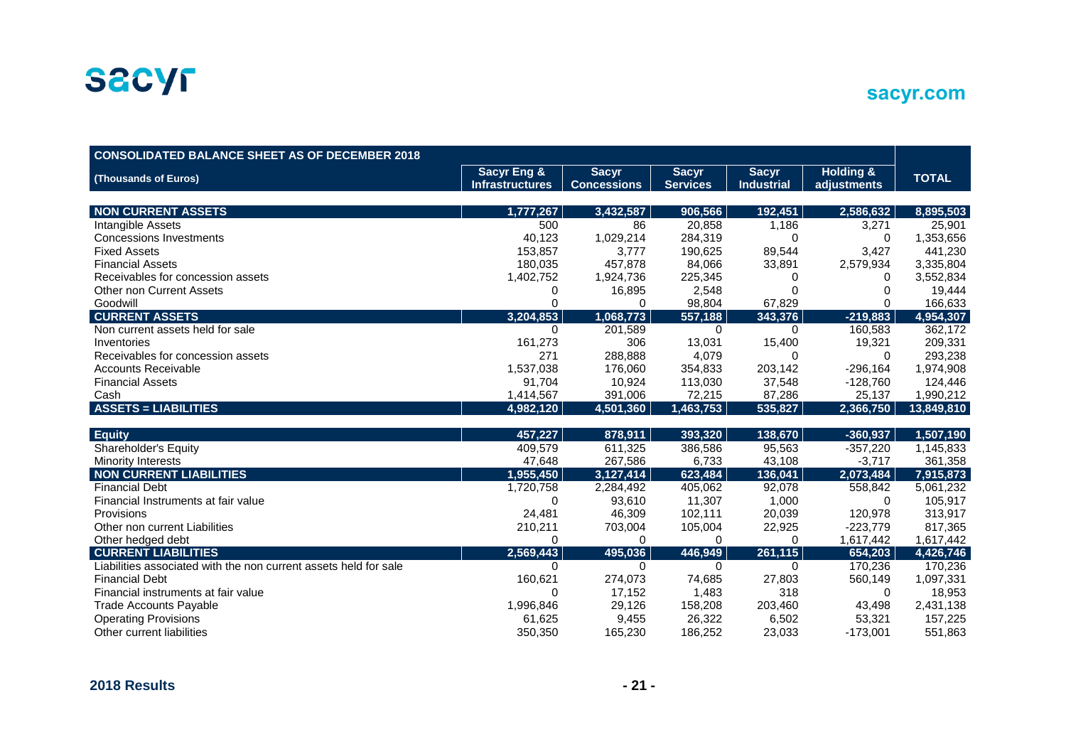| CONSOLIDATED BALANCE SHEET AS OF DECEMBER 2018 | | | | | | |
|---|---|---|---|---|---|---|
| (Thousands of Euros) | Sacyr Eng & Infrastructures | Sacyr Concessions | Sacyr Services | Sacyr Industrial | Holding & adjustments | TOTAL |
| **NON CURRENT ASSETS** | **1,777,267** | **3,432,587** | **906,566** | **192,451** | **2,586,632** | **8,895,503** |
| Intangible Assets | 500 | 86 | 20,858 | 1,186 | 3,271 | 25,901 |
| Concessions Investments | 40,123 | 1,029,214 | 284,319 | 0 | 0 | 1,353,656 |
| Fixed Assets | 153,857 | 3,777 | 190,625 | 89,544 | 3,427 | 441,230 |
| Financial Assets | 180,035 | 457,878 | 84,066 | 33,891 | 2,579,934 | 3,335,804 |
| Receivables for concession assets | 1,402,752 | 1,924,736 | 225,345 | 0 | 0 | 3,552,834 |
| Other non Current Assets | 0 | 16,895 | 2,548 | 0 | 0 | 19,444 |
| Goodwill | 0 | 0 | 98,804 | 67,829 | 0 | 166,633 |
| **CURRENT ASSETS** | **3,204,853** | **1,068,773** | **557,188** | **343,376** | **-219,883** | **4,954,307** |
| Non current assets held for sale | 0 | 201,589 | 0 | 0 | 160,583 | 362,172 |
| Inventories | 161,273 | 306 | 13,031 | 15,400 | 19,321 | 209,331 |
| Receivables for concession assets | 271 | 288,888 | 4,079 | 0 | 0 | 293,238 |
| Accounts Receivable | 1,537,038 | 176,060 | 354,833 | 203,142 | -296,164 | 1,974,908 |
| Financial Assets | 91,704 | 10,924 | 113,030 | 37,548 | -128,760 | 124,446 |
| Cash | 1,414,567 | 391,006 | 72,215 | 87,286 | 25,137 | 1,990,212 |
| **ASSETS = LIABILITIES** | **4,982,120** | **4,501,360** | **1,463,753** | **535,827** | **2,366,750** | **13,849,810** |
| **Equity** | **457,227** | **878,911** | **393,320** | **138,670** | **-360,937** | **1,507,190** |
| Shareholder's Equity | 409,579 | 611,325 | 386,586 | 95,563 | -357,220 | 1,145,833 |
| Minority Interests | 47,648 | 267,586 | 6,733 | 43,108 | -3,717 | 361,358 |
| **NON CURRENT LIABILITIES** | **1,955,450** | **3,127,414** | **623,484** | **136,041** | **2,073,484** | **7,915,873** |
| Financial Debt | 1,720,758 | 2,284,492 | 405,062 | 92,078 | 558,842 | 5,061,232 |
| Financial Instruments at fair value | 0 | 93,610 | 11,307 | 1,000 | 0 | 105,917 |
| Provisions | 24,481 | 46,309 | 102,111 | 20,039 | 120,978 | 313,917 |
| Other non current Liabilities | 210,211 | 703,004 | 105,004 | 22,925 | -223,779 | 817,365 |
| Other hedged debt | 0 | 0 | 0 | 0 | 1,617,442 | 1,617,442 |
| **CURRENT LIABILITIES** | **2,569,443** | **495,036** | **446,949** | **261,115** | **654,203** | **4,426,746** |
| Liabilities associated with the non current assets held for sale | 0 | 0 | 0 | 0 | 170,236 | 170,236 |
| Financial Debt | 160,621 | 274,073 | 74,685 | 27,803 | 560,149 | 1,097,331 |
| Financial instruments at fair value | 0 | 17,152 | 1,483 | 318 | 0 | 18,953 |
| Trade Accounts Payable | 1,996,846 | 29,126 | 158,208 | 203,460 | 43,498 | 2,431,138 |
| Operating Provisions | 61,625 | 9,455 | 26,322 | 6,502 | 53,321 | 157,225 |
| Other current liabilities | 350,350 | 165,230 | 186,252 | 23,033 | -173,001 | 551,863 |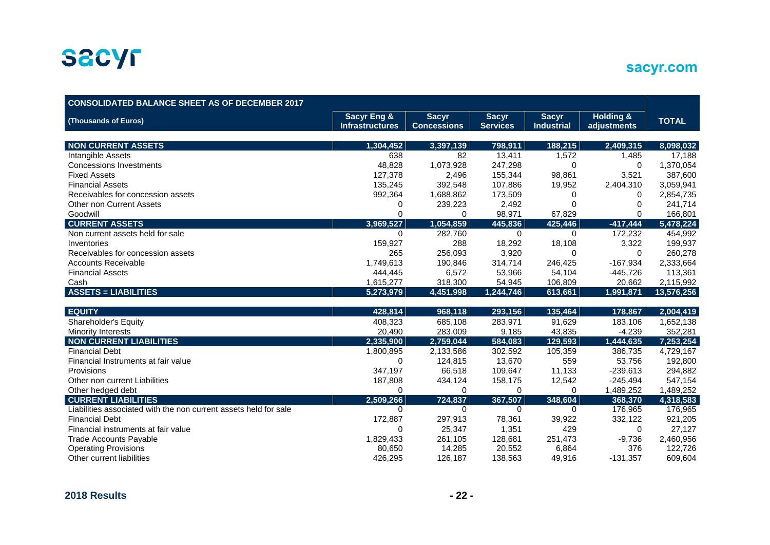| CONSOLIDATED BALANCE SHEET AS OF DECEMBER 2017 | | | | | | |
|---|---|---|---|---|---|---|
| (Thousands of Euros) | Sacyr Eng & Infrastructures | Sacyr Concessions | Sacyr Services | Sacyr Industrial | Holding & adjustments | TOTAL |
| **NON CURRENT ASSETS** | **1,304,452** | **3,397,139** | **798,911** | **188,215** | **2,409,315** | **8,098,032** |
| Intangible Assets | 638 | 82 | 13,411 | 1,572 | 1,485 | 17,188 |
| Concessions Investments | 48,828 | 1,073,928 | 247,298 | 0 | 0 | 1,370,054 |
| Fixed Assets | 127,378 | 2,496 | 155,344 | 98,861 | 3,521 | 387,600 |
| Financial Assets | 135,245 | 392,548 | 107,886 | 19,952 | 2,404,310 | 3,059,941 |
| Receivables for concession assets | 992,364 | 1,688,862 | 173,509 | 0 | 0 | 2,854,735 |
| Other non Current Assets | 0 | 239,223 | 2,492 | 0 | 0 | 241,714 |
| Goodwill | 0 | 0 | 98,971 | 67,829 | 0 | 166,801 |
| **CURRENT ASSETS** | **3,969,527** | **1,054,859** | **445,836** | **425,446** | **-417,444** | **5,478,224** |
| Non current assets held for sale | 0 | 282,760 | 0 | 0 | 172,232 | 454,992 |
| Inventories | 159,927 | 288 | 18,292 | 18,108 | 3,322 | 199,937 |
| Receivables for concession assets | 265 | 256,093 | 3,920 | 0 | 0 | 260,278 |
| Accounts Receivable | 1,749,613 | 190,846 | 314,714 | 246,425 | -167,934 | 2,333,664 |
| Financial Assets | 444,445 | 6,572 | 53,966 | 54,104 | -445,726 | 113,361 |
| Cash | 1,615,277 | 318,300 | 54,945 | 106,809 | 20,662 | 2,115,992 |
| **ASSETS = LIABILITIES** | **5,273,979** | **4,451,998** | **1,244,746** | **613,661** | **1,991,871** | **13,576,256** |
| **EQUITY** | **428,814** | **968,118** | **293,156** | **135,464** | **178,867** | **2,004,419** |
| Shareholder's Equity | 408,323 | 685,108 | 283,971 | 91,629 | 183,106 | 1,652,138 |
| Minority Interests | 20,490 | 283,009 | 9,185 | 43,835 | -4,239 | 352,281 |
| **NON CURRENT LIABILITIES** | **2,335,900** | **2,759,044** | **584,083** | **129,593** | **1,444,635** | **7,253,254** |
| Financial Debt | 1,800,895 | 2,133,586 | 302,592 | 105,359 | 386,735 | 4,729,167 |
| Financial Instruments at fair value | 0 | 124,815 | 13,670 | 559 | 53,756 | 192,800 |
| Provisions | 347,197 | 66,518 | 109,647 | 11,133 | -239,613 | 294,882 |
| Other non current Liabilities | 187,808 | 434,124 | 158,175 | 12,542 | -245,494 | 547,154 |
| Other hedged debt | 0 | 0 | 0 | 0 | 1,489,252 | 1,489,252 |
| **CURRENT LIABILITIES** | **2,509,266** | **724,837** | **367,507** | **348,604** | **368,370** | **4,318,583** |
| Liabilities associated with the non current assets held for sale | 0 | 0 | 0 | 0 | 176,965 | 176,965 |
| Financial Debt | 172,887 | 297,913 | 78,361 | 39,922 | 332,122 | 921,205 |
| Financial instruments at fair value | 0 | 25,347 | 1,351 | 429 | 0 | 27,127 |
| Trade Accounts Payable | 1,829,433 | 261,105 | 128,681 | 251,473 | -9,736 | 2,460,956 |
| Operating Provisions | 80,650 | 14,285 | 20,552 | 6,864 | 376 | 122,726 |
| Other current liabilities | 426,295 | 126,187 | 138,563 | 49,916 | -131,357 | 609,604 |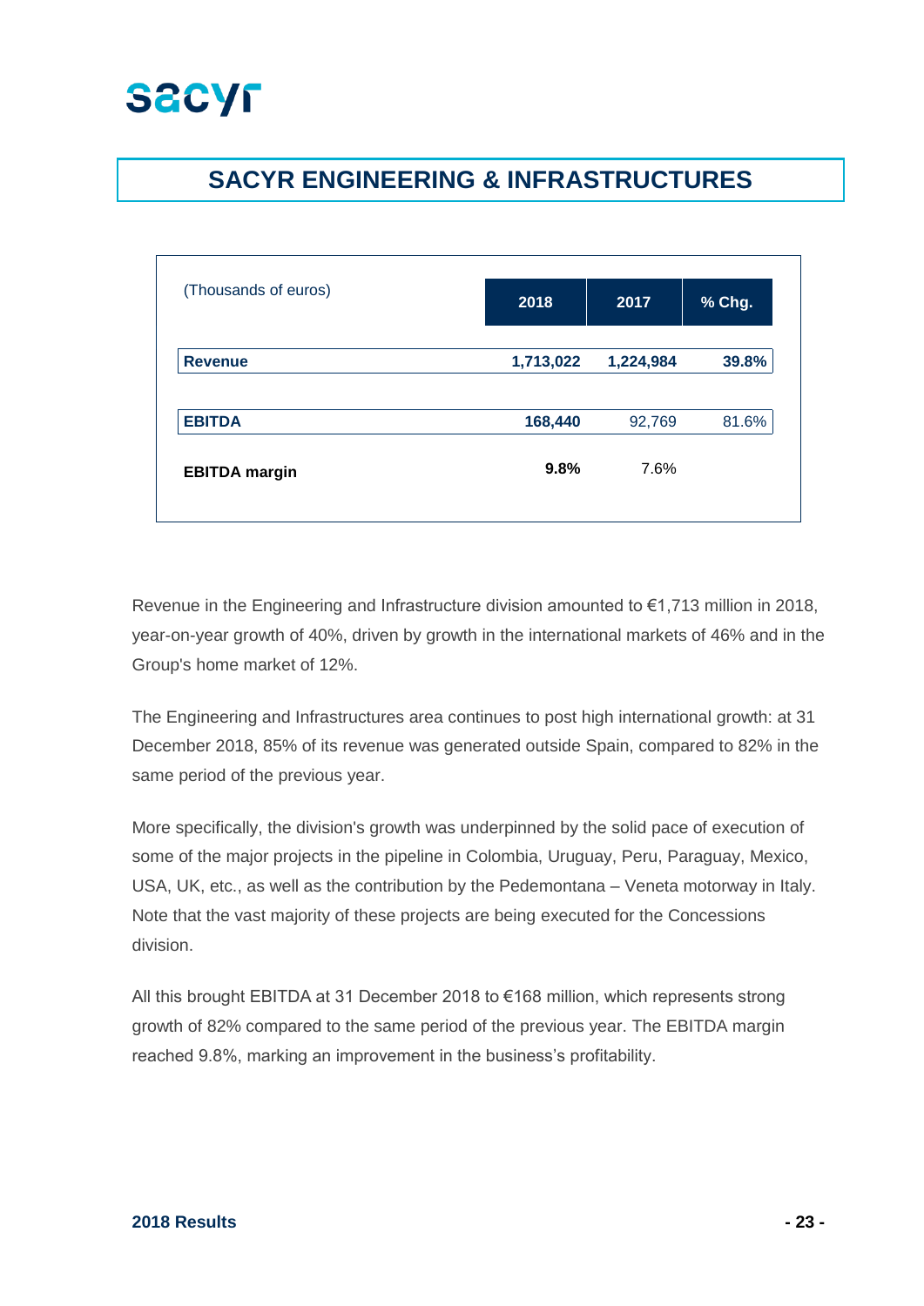# SACYR ENGINEERING & INFRASTRUCTURES

| (Thousands of euros) | 2018 | 2017 | % Chg. |
|---|---|---|---|
| **Revenue** | **1,713,022** | **1,224,984** | **39.8%** |
| **EBITDA** | **168,440** | 92,769 | 81.6% |
| **EBITDA margin** | **9.8%** | 7.6% | |

Revenue in the Engineering and Infrastructure division amounted to €1,713 million in 2018, year-on-year growth of 40%, driven by growth in the international markets of 46% and in the Group's home market of 12%.

The Engineering and Infrastructures area continues to post high international growth: at 31 December 2018, 85% of its revenue was generated outside Spain, compared to 82% in the same period of the previous year.

More specifically, the division's growth was underpinned by the solid pace of execution of some of the major projects in the pipeline in Colombia, Uruguay, Peru, Paraguay, Mexico, USA, UK, etc., as well as the contribution by the Pedemontana – Veneta motorway in Italy. Note that the vast majority of these projects are being executed for the Concessions division.

All this brought EBITDA at 31 December 2018 to €168 million, which represents strong growth of 82% compared to the same period of the previous year. The EBITDA margin reached 9.8%, marking an improvement in the business's profitability.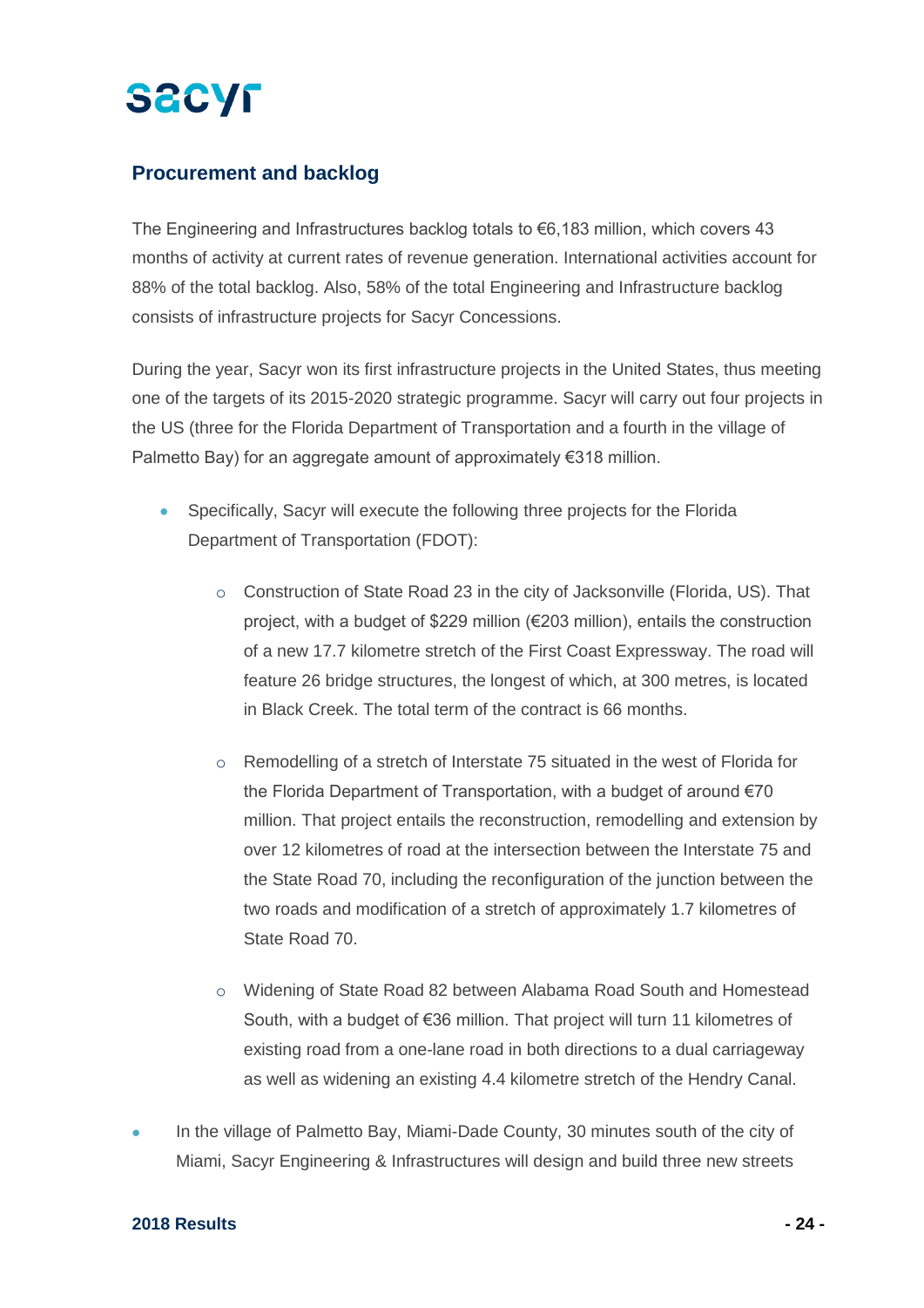## Procurement and backlog

The Engineering and Infrastructures backlog totals to €6,183 million, which covers 43 months of activity at current rates of revenue generation. International activities account for 88% of the total backlog. Also, 58% of the total Engineering and Infrastructure backlog consists of infrastructure projects for Sacyr Concessions.

During the year, Sacyr won its first infrastructure projects in the United States, thus meeting one of the targets of its 2015-2020 strategic programme. Sacyr will carry out four projects in the US (three for the Florida Department of Transportation and a fourth in the village of Palmetto Bay) for an aggregate amount of approximately €318 million.

- Specifically, Sacyr will execute the following three projects for the Florida Department of Transportation (FDOT):
    - Construction of State Road 23 in the city of Jacksonville (Florida, US). That project, with a budget of $229 million (€203 million), entails the construction of a new 17.7 kilometre stretch of the First Coast Expressway. The road will feature 26 bridge structures, the longest of which, at 300 metres, is located in Black Creek. The total term of the contract is 66 months.
    - Remodelling of a stretch of Interstate 75 situated in the west of Florida for the Florida Department of Transportation, with a budget of around €70 million. That project entails the reconstruction, remodelling and extension by over 12 kilometres of road at the intersection between the Interstate 75 and the State Road 70, including the reconfiguration of the junction between the two roads and modification of a stretch of approximately 1.7 kilometres of State Road 70.
    - Widening of State Road 82 between Alabama Road South and Homestead South, with a budget of €36 million. That project will turn 11 kilometres of existing road from a one-lane road in both directions to a dual carriageway as well as widening an existing 4.4 kilometre stretch of the Hendry Canal.
- In the village of Palmetto Bay, Miami-Dade County, 30 minutes south of the city of Miami, Sacyr Engineering & Infrastructures will design and build three new streets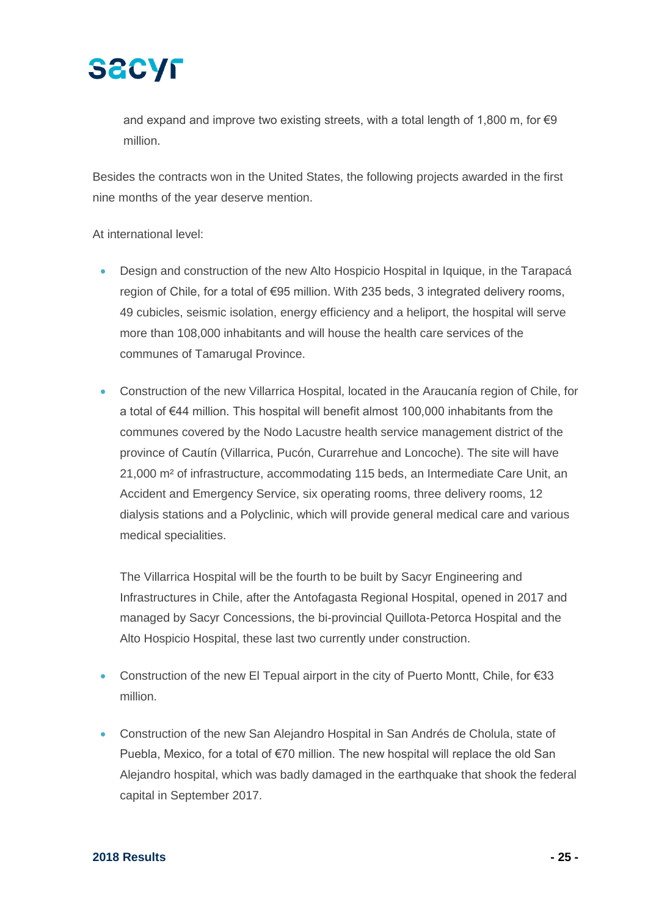and expand and improve two existing streets, with a total length of 1,800 m, for €9 million.

Besides the contracts won in the United States, the following projects awarded in the first nine months of the year deserve mention.

At international level:

- Design and construction of the new Alto Hospicio Hospital in Iquique, in the Tarapacá region of Chile, for a total of €95 million. With 235 beds, 3 integrated delivery rooms, 49 cubicles, seismic isolation, energy efficiency and a heliport, the hospital will serve more than 108,000 inhabitants and will house the health care services of the communes of Tamarugal Province.

- Construction of the new Villarrica Hospital, located in the Araucanía region of Chile, for a total of €44 million. This hospital will benefit almost 100,000 inhabitants from the communes covered by the Nodo Lacustre health service management district of the province of Cautín (Villarrica, Pucón, Curarrehue and Loncoche). The site will have 21,000 m² of infrastructure, accommodating 115 beds, an Intermediate Care Unit, an Accident and Emergency Service, six operating rooms, three delivery rooms, 12 dialysis stations and a Polyclinic, which will provide general medical care and various medical specialities.

  The Villarrica Hospital will be the fourth to be built by Sacyr Engineering and Infrastructures in Chile, after the Antofagasta Regional Hospital, opened in 2017 and managed by Sacyr Concessions, the bi-provincial Quillota-Petorca Hospital and the Alto Hospicio Hospital, these last two currently under construction.

- Construction of the new El Tepual airport in the city of Puerto Montt, Chile, for €33 million.

- Construction of the new San Alejandro Hospital in San Andrés de Cholula, state of Puebla, Mexico, for a total of €70 million. The new hospital will replace the old San Alejandro hospital, which was badly damaged in the earthquake that shook the federal capital in September 2017.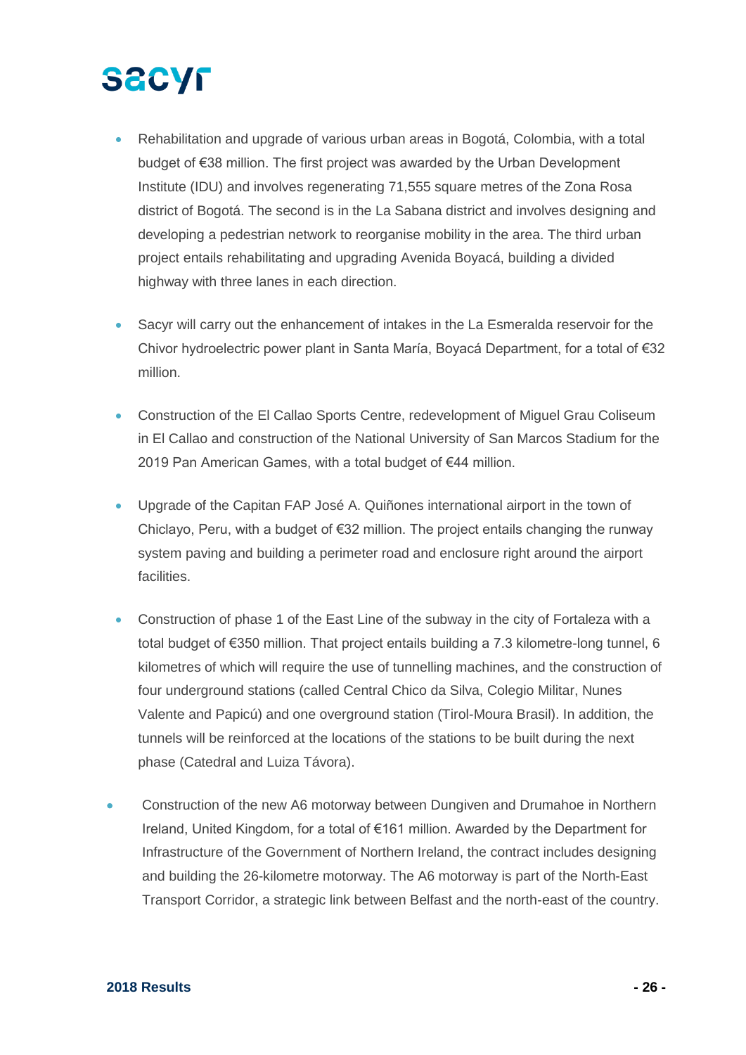- Rehabilitation and upgrade of various urban areas in Bogotá, Colombia, with a total budget of €38 million. The first project was awarded by the Urban Development Institute (IDU) and involves regenerating 71,555 square metres of the Zona Rosa district of Bogotá. The second is in the La Sabana district and involves designing and developing a pedestrian network to reorganise mobility in the area. The third urban project entails rehabilitating and upgrading Avenida Boyacá, building a divided highway with three lanes in each direction.

- Sacyr will carry out the enhancement of intakes in the La Esmeralda reservoir for the Chivor hydroelectric power plant in Santa María, Boyacá Department, for a total of €32 million.

- Construction of the El Callao Sports Centre, redevelopment of Miguel Grau Coliseum in El Callao and construction of the National University of San Marcos Stadium for the 2019 Pan American Games, with a total budget of €44 million.

- Upgrade of the Capitan FAP José A. Quiñones international airport in the town of Chiclayo, Peru, with a budget of €32 million. The project entails changing the runway system paving and building a perimeter road and enclosure right around the airport facilities.

- Construction of phase 1 of the East Line of the subway in the city of Fortaleza with a total budget of €350 million. That project entails building a 7.3 kilometre-long tunnel, 6 kilometres of which will require the use of tunnelling machines, and the construction of four underground stations (called Central Chico da Silva, Colegio Militar, Nunes Valente and Papicú) and one overground station (Tirol-Moura Brasil). In addition, the tunnels will be reinforced at the locations of the stations to be built during the next phase (Catedral and Luiza Távora).

- Construction of the new A6 motorway between Dungiven and Drumahoe in Northern Ireland, United Kingdom, for a total of €161 million. Awarded by the Department for Infrastructure of the Government of Northern Ireland, the contract includes designing and building the 26-kilometre motorway. The A6 motorway is part of the North-East Transport Corridor, a strategic link between Belfast and the north-east of the country.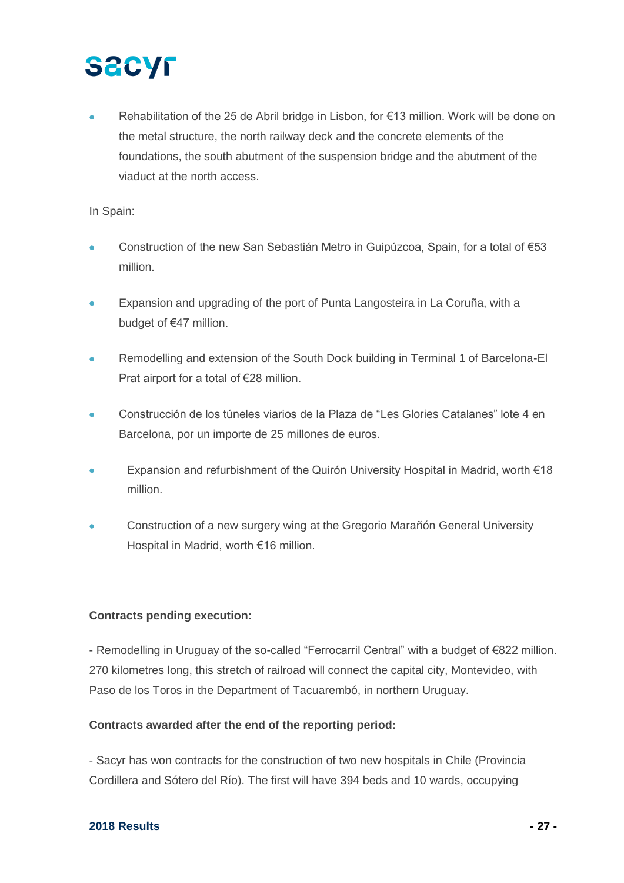- Rehabilitation of the 25 de Abril bridge in Lisbon, for €13 million. Work will be done on the metal structure, the north railway deck and the concrete elements of the foundations, the south abutment of the suspension bridge and the abutment of the viaduct at the north access.

In Spain:

- Construction of the new San Sebastián Metro in Guipúzcoa, Spain, for a total of €53 million.
- Expansion and upgrading of the port of Punta Langosteira in La Coruña, with a budget of €47 million.
- Remodelling and extension of the South Dock building in Terminal 1 of Barcelona-El Prat airport for a total of €28 million.
- Construcción de los túneles viarios de la Plaza de "Les Glories Catalanes" lote 4 en Barcelona, por un importe de 25 millones de euros.
- Expansion and refurbishment of the Quirón University Hospital in Madrid, worth €18 million.
- Construction of a new surgery wing at the Gregorio Marañón General University Hospital in Madrid, worth €16 million.

**Contracts pending execution:**

- Remodelling in Uruguay of the so-called "Ferrocarril Central" with a budget of €822 million. 270 kilometres long, this stretch of railroad will connect the capital city, Montevideo, with Paso de los Toros in the Department of Tacuarembó, in northern Uruguay.

**Contracts awarded after the end of the reporting period:**

- Sacyr has won contracts for the construction of two new hospitals in Chile (Provincia Cordillera and Sótero del Río). The first will have 394 beds and 10 wards, occupying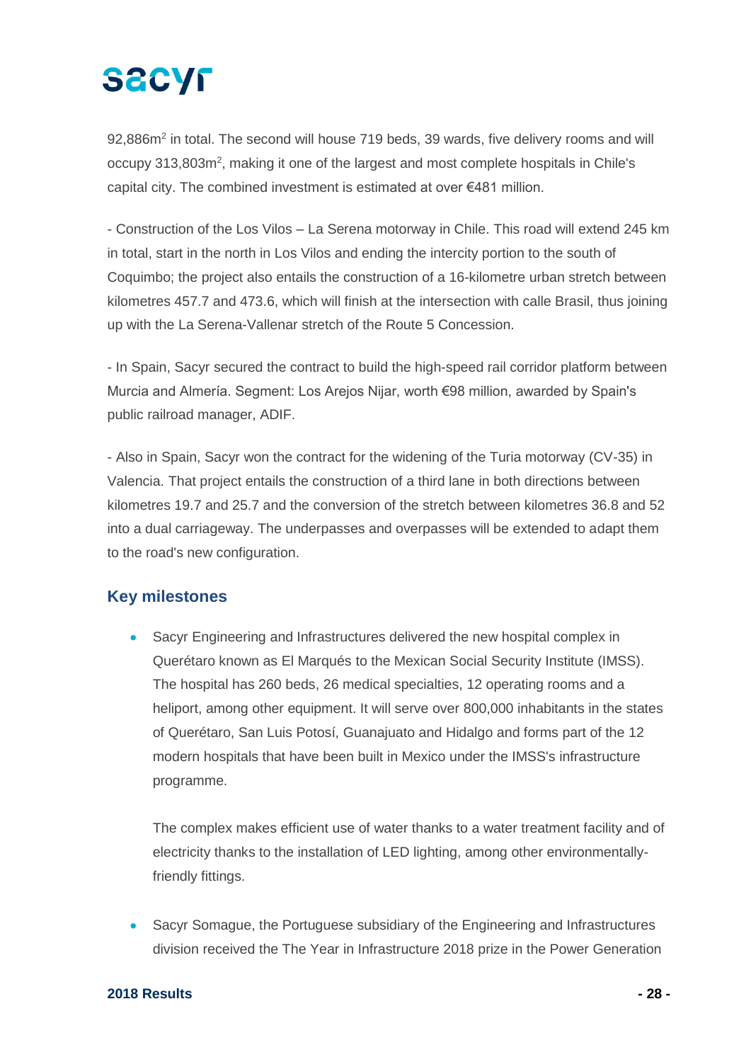92,886m$^2$ in total. The second will house 719 beds, 39 wards, five delivery rooms and will occupy 313,803m$^2$, making it one of the largest and most complete hospitals in Chile's capital city. The combined investment is estimated at over €481 million.

- Construction of the Los Vilos – La Serena motorway in Chile. This road will extend 245 km in total, start in the north in Los Vilos and ending the intercity portion to the south of Coquimbo; the project also entails the construction of a 16-kilometre urban stretch between kilometres 457.7 and 473.6, which will finish at the intersection with calle Brasil, thus joining up with the La Serena-Vallenar stretch of the Route 5 Concession.

- In Spain, Sacyr secured the contract to build the high-speed rail corridor platform between Murcia and Almería. Segment: Los Arejos Nijar, worth €98 million, awarded by Spain's public railroad manager, ADIF.

- Also in Spain, Sacyr won the contract for the widening of the Turia motorway (CV-35) in Valencia. That project entails the construction of a third lane in both directions between kilometres 19.7 and 25.7 and the conversion of the stretch between kilometres 36.8 and 52 into a dual carriageway. The underpasses and overpasses will be extended to adapt them to the road's new configuration.

## Key milestones

- Sacyr Engineering and Infrastructures delivered the new hospital complex in Querétaro known as El Marqués to the Mexican Social Security Institute (IMSS). The hospital has 260 beds, 26 medical specialties, 12 operating rooms and a heliport, among other equipment. It will serve over 800,000 inhabitants in the states of Querétaro, San Luis Potosí, Guanajuato and Hidalgo and forms part of the 12 modern hospitals that have been built in Mexico under the IMSS's infrastructure programme.

  The complex makes efficient use of water thanks to a water treatment facility and of electricity thanks to the installation of LED lighting, among other environmentally-friendly fittings.

- Sacyr Somague, the Portuguese subsidiary of the Engineering and Infrastructures division received the The Year in Infrastructure 2018 prize in the Power Generation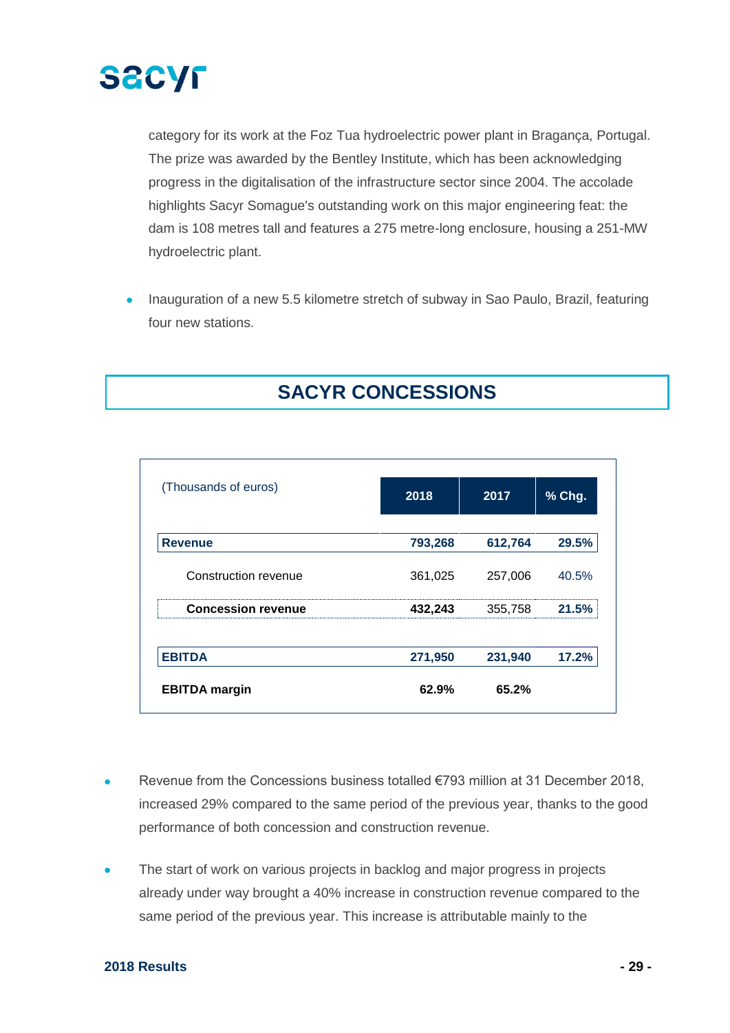category for its work at the Foz Tua hydroelectric power plant in Bragança, Portugal. The prize was awarded by the Bentley Institute, which has been acknowledging progress in the digitalisation of the infrastructure sector since 2004. The accolade highlights Sacyr Somague's outstanding work on this major engineering feat: the dam is 108 metres tall and features a 275 metre-long enclosure, housing a 251-MW hydroelectric plant.

- Inauguration of a new 5.5 kilometre stretch of subway in Sao Paulo, Brazil, featuring four new stations.

## SACYR CONCESSIONS

| (Thousands of euros) | 2018 | 2017 | % Chg. |
|---|---|---|---|
| **Revenue** | **793,268** | **612,764** | **29.5%** |
| Construction revenue | 361,025 | 257,006 | 40.5% |
| **Concession revenue** | **432,243** | 355,758 | **21.5%** |
| **EBITDA** | **271,950** | **231,940** | **17.2%** |
| **EBITDA margin** | **62.9%** | **65.2%** | |

- Revenue from the Concessions business totalled €793 million at 31 December 2018, increased 29% compared to the same period of the previous year, thanks to the good performance of both concession and construction revenue.
- The start of work on various projects in backlog and major progress in projects already under way brought a 40% increase in construction revenue compared to the same period of the previous year. This increase is attributable mainly to the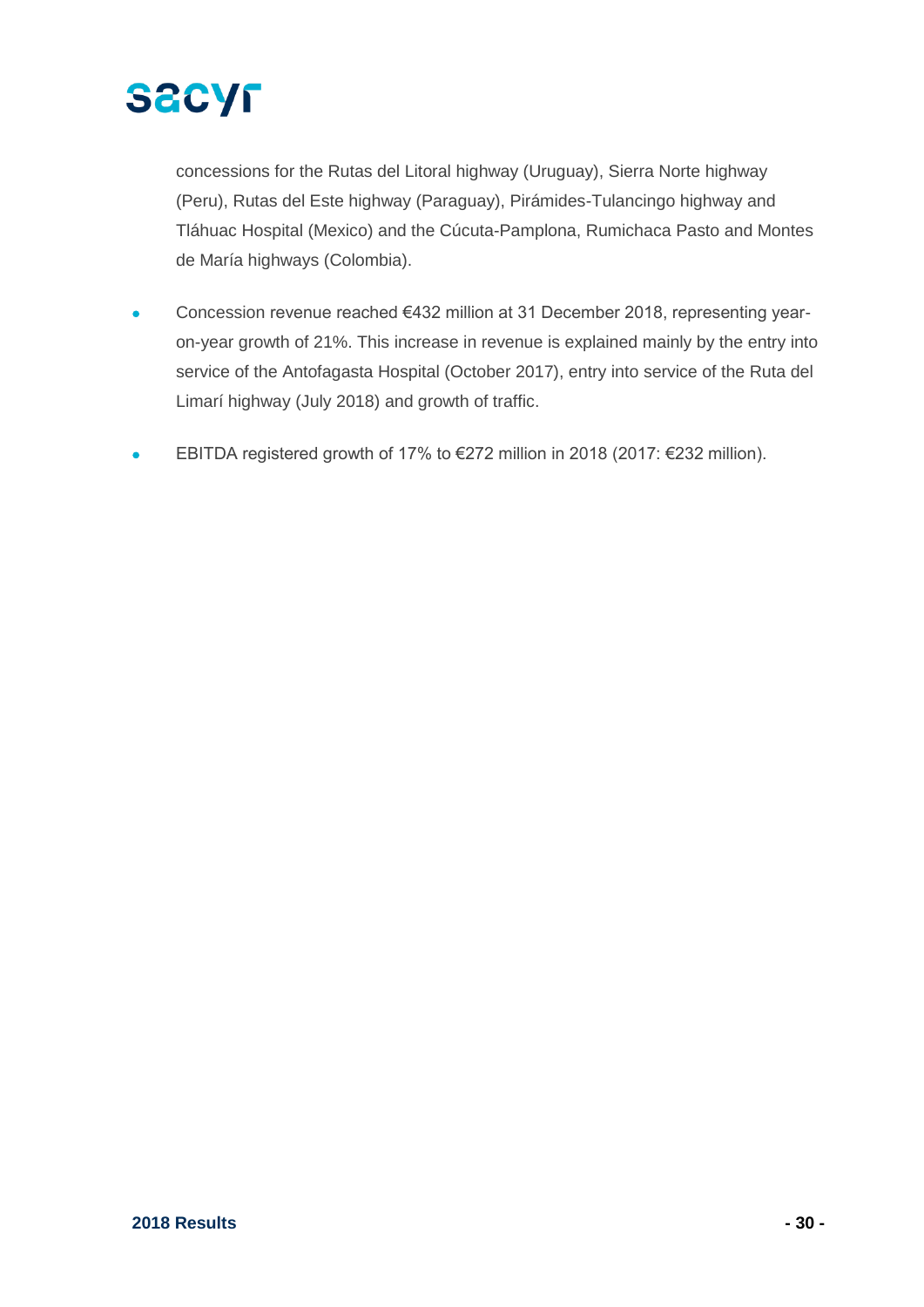concessions for the Rutas del Litoral highway (Uruguay), Sierra Norte highway (Peru), Rutas del Este highway (Paraguay), Pirámides-Tulancingo highway and Tláhuac Hospital (Mexico) and the Cúcuta-Pamplona, Rumichaca Pasto and Montes de María highways (Colombia).

- Concession revenue reached €432 million at 31 December 2018, representing year-on-year growth of 21%. This increase in revenue is explained mainly by the entry into service of the Antofagasta Hospital (October 2017), entry into service of the Ruta del Limarí highway (July 2018) and growth of traffic.
- EBITDA registered growth of 17% to €272 million in 2018 (2017: €232 million).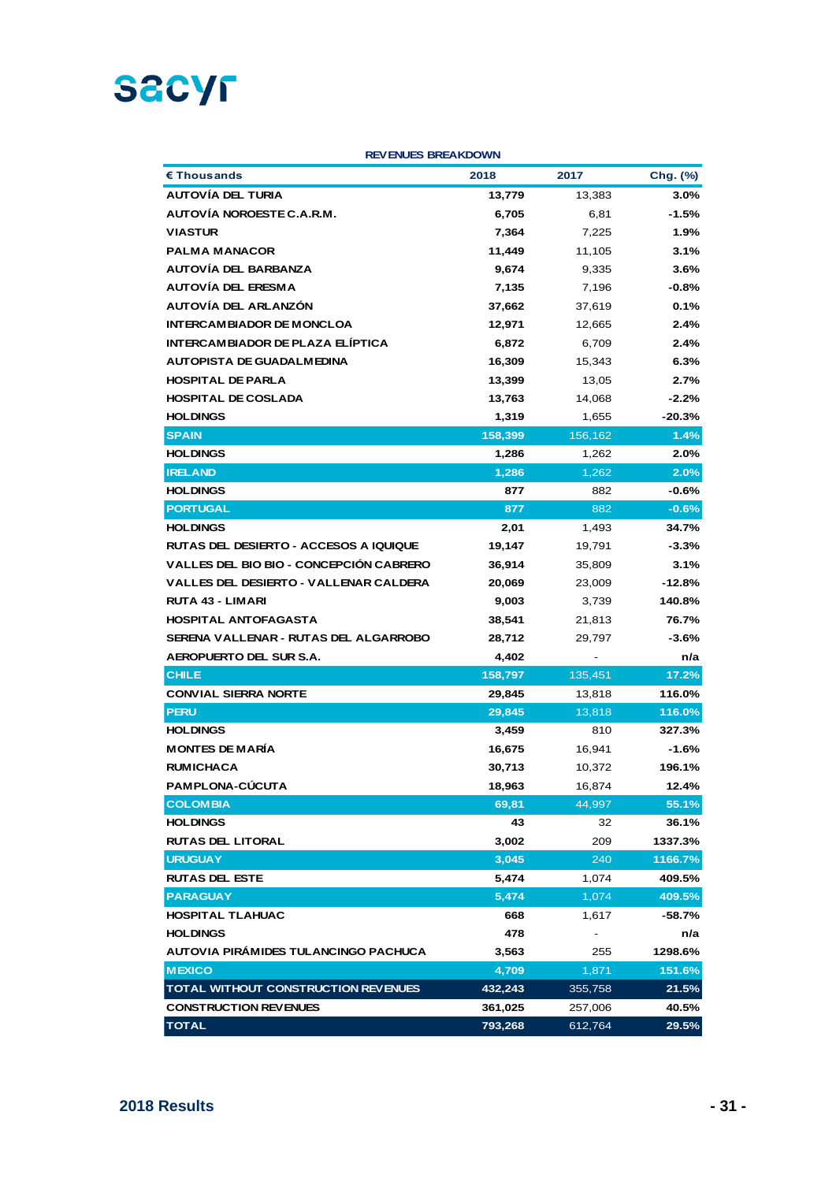**REVENUES BREAKDOWN**

| € Thousands | 2018 | 2017 | Chg. (%) |
|---|---|---|---|
| AUTOVÍA DEL TURIA | 13,779 | 13,383 | 3.0% |
| AUTOVÍA NOROESTE C.A.R.M. | 6,705 | 6,81 | -1.5% |
| VIASTUR | 7,364 | 7,225 | 1.9% |
| PALMA MANACOR | 11,449 | 11,105 | 3.1% |
| AUTOVÍA DEL BARBANZA | 9,674 | 9,335 | 3.6% |
| AUTOVÍA DEL ERESMA | 7,135 | 7,196 | -0.8% |
| AUTOVÍA DEL ARLANZÓN | 37,662 | 37,619 | 0.1% |
| INTERCAMBIADOR DE MONCLOA | 12,971 | 12,665 | 2.4% |
| INTERCAMBIADOR DE PLAZA ELÍPTICA | 6,872 | 6,709 | 2.4% |
| AUTOPISTA DE GUADALMEDINA | 16,309 | 15,343 | 6.3% |
| HOSPITAL DE PARLA | 13,399 | 13,05 | 2.7% |
| HOSPITAL DE COSLADA | 13,763 | 14,068 | -2.2% |
| HOLDINGS | 1,319 | 1,655 | -20.3% |
| **SPAIN** | **158,399** | **156,162** | **1.4%** |
| HOLDINGS | 1,286 | 1,262 | 2.0% |
| **IRELAND** | **1,286** | **1,262** | **2.0%** |
| HOLDINGS | 877 | 882 | -0.6% |
| **PORTUGAL** | **877** | **882** | **-0.6%** |
| HOLDINGS | 2,01 | 1,493 | 34.7% |
| RUTAS DEL DESIERTO - ACCESOS A IQUIQUE | 19,147 | 19,791 | -3.3% |
| VALLES DEL BIO BIO - CONCEPCIÓN CABRERO | 36,914 | 35,809 | 3.1% |
| VALLES DEL DESIERTO - VALLENAR CALDERA | 20,069 | 23,009 | -12.8% |
| RUTA 43 - LIMARI | 9,003 | 3,739 | 140.8% |
| HOSPITAL ANTOFAGASTA | 38,541 | 21,813 | 76.7% |
| SERENA VALLENAR - RUTAS DEL ALGARROBO | 28,712 | 29,797 | -3.6% |
| AEROPUERTO DEL SUR S.A. | 4,402 | - | n/a |
| **CHILE** | **158,797** | **135,451** | **17.2%** |
| CONVIAL SIERRA NORTE | 29,845 | 13,818 | 116.0% |
| **PERU** | **29,845** | **13,818** | **116.0%** |
| HOLDINGS | 3,459 | 810 | 327.3% |
| MONTES DE MARÍA | 16,675 | 16,941 | -1.6% |
| RUMICHACA | 30,713 | 10,372 | 196.1% |
| PAMPLONA-CÚCUTA | 18,963 | 16,874 | 12.4% |
| **COLOMBIA** | **69,81** | **44,997** | **55.1%** |
| HOLDINGS | 43 | 32 | 36.1% |
| RUTAS DEL LITORAL | 3,002 | 209 | 1337.3% |
| **URUGUAY** | **3,045** | **240** | **1166.7%** |
| RUTAS DEL ESTE | 5,474 | 1,074 | 409.5% |
| **PARAGUAY** | **5,474** | **1,074** | **409.5%** |
| HOSPITAL TLAHUAC | 668 | 1,617 | -58.7% |
| HOLDINGS | 478 | - | n/a |
| AUTOVIA PIRÁMIDES TULANCINGO PACHUCA | 3,563 | 255 | 1298.6% |
| **MEXICO** | **4,709** | **1,871** | **151.6%** |
| **TOTAL WITHOUT CONSTRUCTION REVENUES** | **432,243** | **355,758** | **21.5%** |
| CONSTRUCTION REVENUES | 361,025 | 257,006 | 40.5% |
| **TOTAL** | **793,268** | **612,764** | **29.5%** |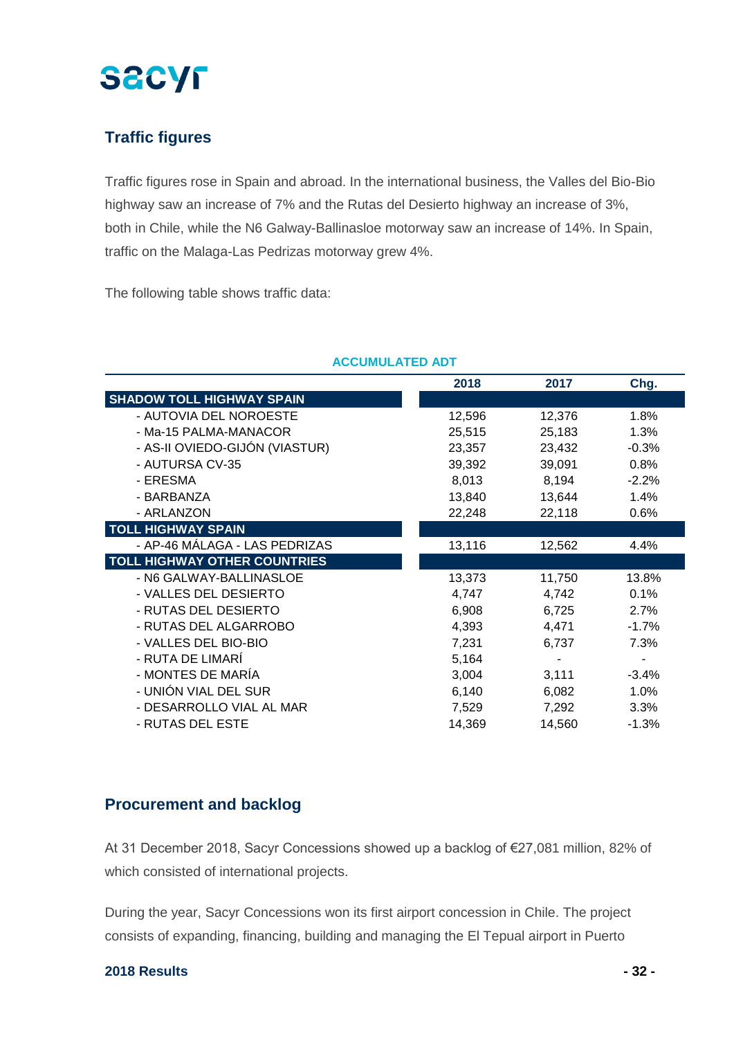## Traffic figures

Traffic figures rose in Spain and abroad. In the international business, the Valles del Bio-Bio highway saw an increase of 7% and the Rutas del Desierto highway an increase of 3%, both in Chile, while the N6 Galway-Ballinasloe motorway saw an increase of 14%. In Spain, traffic on the Malaga-Las Pedrizas motorway grew 4%.

The following table shows traffic data:

**ACCUMULATED ADT**

| | 2018 | 2017 | Chg. |
|---|---|---|---|
| **SHADOW TOLL HIGHWAY SPAIN** | | | |
| - AUTOVIA DEL NOROESTE | 12,596 | 12,376 | 1.8% |
| - Ma-15 PALMA-MANACOR | 25,515 | 25,183 | 1.3% |
| - AS-II OVIEDO-GIJÓN (VIASTUR) | 23,357 | 23,432 | -0.3% |
| - AUTURSA CV-35 | 39,392 | 39,091 | 0.8% |
| - ERESMA | 8,013 | 8,194 | -2.2% |
| - BARBANZA | 13,840 | 13,644 | 1.4% |
| - ARLANZON | 22,248 | 22,118 | 0.6% |
| **TOLL HIGHWAY SPAIN** | | | |
| - AP-46 MÁLAGA - LAS PEDRIZAS | 13,116 | 12,562 | 4.4% |
| **TOLL HIGHWAY OTHER COUNTRIES** | | | |
| - N6 GALWAY-BALLINASLOE | 13,373 | 11,750 | 13.8% |
| - VALLES DEL DESIERTO | 4,747 | 4,742 | 0.1% |
| - RUTAS DEL DESIERTO | 6,908 | 6,725 | 2.7% |
| - RUTAS DEL ALGARROBO | 4,393 | 4,471 | -1.7% |
| - VALLES DEL BIO-BIO | 7,231 | 6,737 | 7.3% |
| - RUTA DE LIMARÍ | 5,164 | - | - |
| - MONTES DE MARÍA | 3,004 | 3,111 | -3.4% |
| - UNIÓN VIAL DEL SUR | 6,140 | 6,082 | 1.0% |
| - DESARROLLO VIAL AL MAR | 7,529 | 7,292 | 3.3% |
| - RUTAS DEL ESTE | 14,369 | 14,560 | -1.3% |

## Procurement and backlog

At 31 December 2018, Sacyr Concessions showed up a backlog of €27,081 million, 82% of which consisted of international projects.

During the year, Sacyr Concessions won its first airport concession in Chile. The project consists of expanding, financing, building and managing the El Tepual airport in Puerto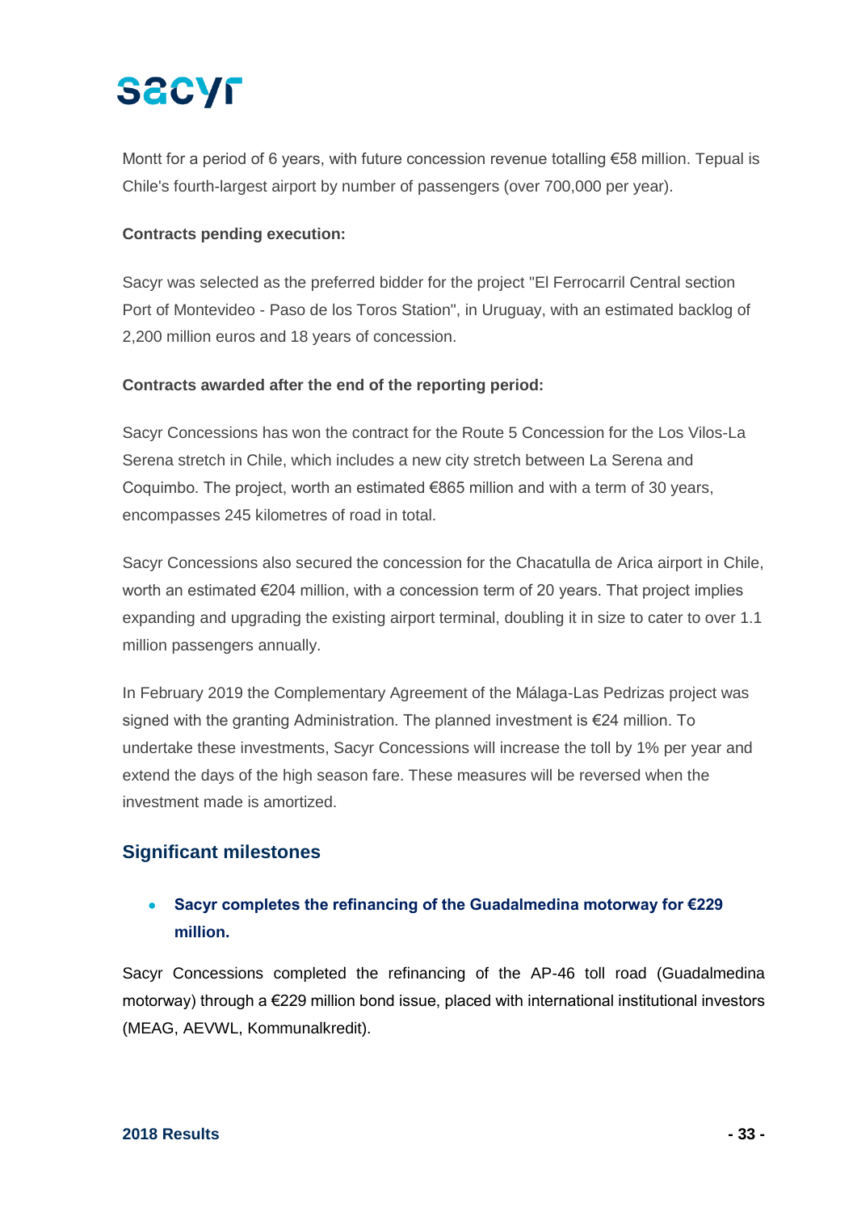Montt for a period of 6 years, with future concession revenue totalling €58 million. Tepual is Chile's fourth-largest airport by number of passengers (over 700,000 per year).

**Contracts pending execution:**

Sacyr was selected as the preferred bidder for the project "El Ferrocarril Central section Port of Montevideo - Paso de los Toros Station", in Uruguay, with an estimated backlog of 2,200 million euros and 18 years of concession.

**Contracts awarded after the end of the reporting period:**

Sacyr Concessions has won the contract for the Route 5 Concession for the Los Vilos-La Serena stretch in Chile, which includes a new city stretch between La Serena and Coquimbo. The project, worth an estimated €865 million and with a term of 30 years, encompasses 245 kilometres of road in total.

Sacyr Concessions also secured the concession for the Chacatulla de Arica airport in Chile, worth an estimated €204 million, with a concession term of 20 years. That project implies expanding and upgrading the existing airport terminal, doubling it in size to cater to over 1.1 million passengers annually.

In February 2019 the Complementary Agreement of the Málaga-Las Pedrizas project was signed with the granting Administration. The planned investment is €24 million. To undertake these investments, Sacyr Concessions will increase the toll by 1% per year and extend the days of the high season fare. These measures will be reversed when the investment made is amortized.

## Significant milestones

- **Sacyr completes the refinancing of the Guadalmedina motorway for €229 million.**

Sacyr Concessions completed the refinancing of the AP-46 toll road (Guadalmedina motorway) through a €229 million bond issue, placed with international institutional investors (MEAG, AEVWL, Kommunalkredit).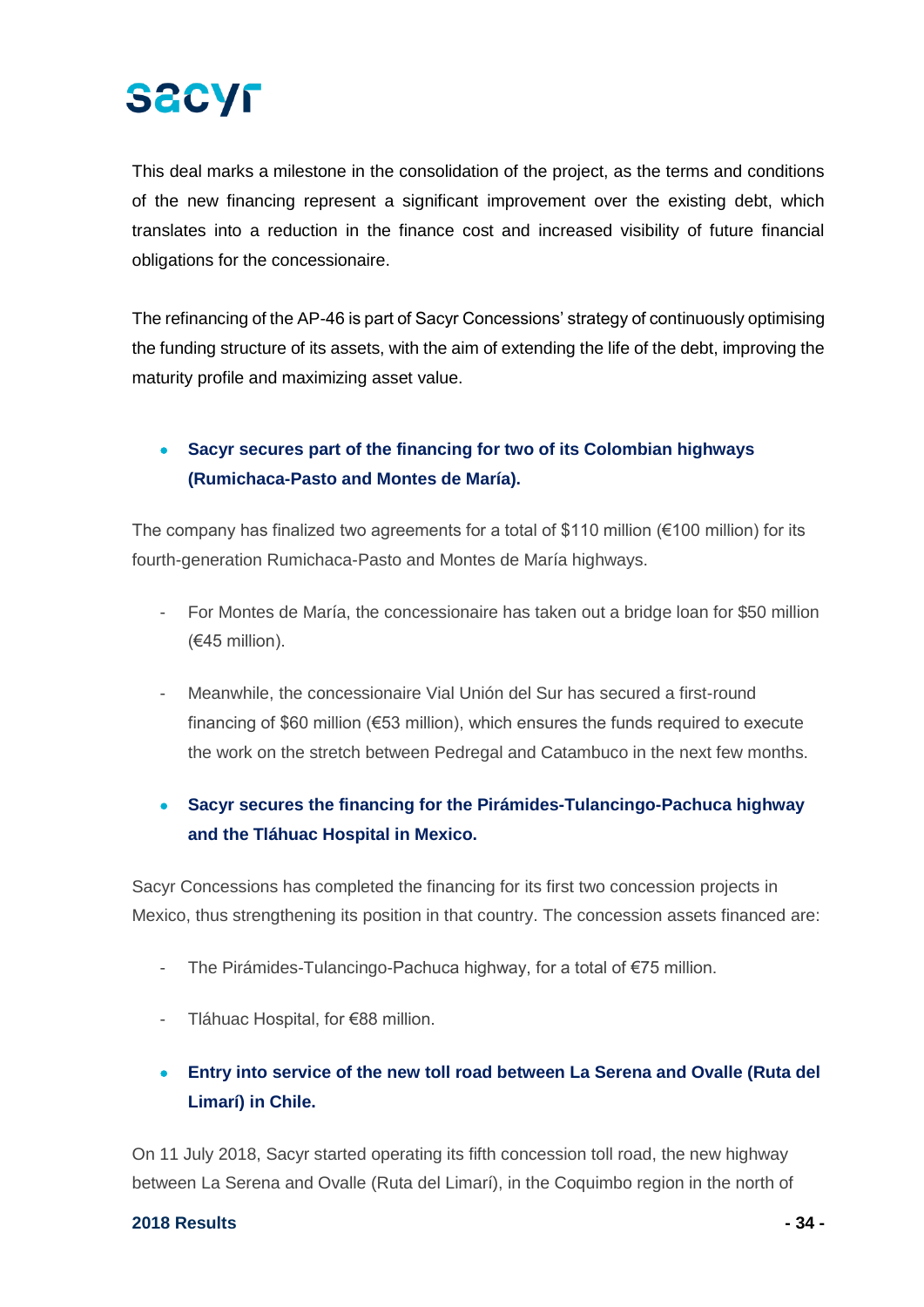This deal marks a milestone in the consolidation of the project, as the terms and conditions of the new financing represent a significant improvement over the existing debt, which translates into a reduction in the finance cost and increased visibility of future financial obligations for the concessionaire.

The refinancing of the AP-46 is part of Sacyr Concessions' strategy of continuously optimising the funding structure of its assets, with the aim of extending the life of the debt, improving the maturity profile and maximizing asset value.

- **Sacyr secures part of the financing for two of its Colombian highways (Rumichaca-Pasto and Montes de María).**

The company has finalized two agreements for a total of $110 million (€100 million) for its fourth-generation Rumichaca-Pasto and Montes de María highways.

- For Montes de María, the concessionaire has taken out a bridge loan for $50 million (€45 million).
- Meanwhile, the concessionaire Vial Unión del Sur has secured a first-round financing of $60 million (€53 million), which ensures the funds required to execute the work on the stretch between Pedregal and Catambuco in the next few months.

- **Sacyr secures the financing for the Pirámides-Tulancingo-Pachuca highway and the Tláhuac Hospital in Mexico.**

Sacyr Concessions has completed the financing for its first two concession projects in Mexico, thus strengthening its position in that country. The concession assets financed are:

- The Pirámides-Tulancingo-Pachuca highway, for a total of €75 million.
- Tláhuac Hospital, for €88 million.

- **Entry into service of the new toll road between La Serena and Ovalle (Ruta del Limarí) in Chile.**

On 11 July 2018, Sacyr started operating its fifth concession toll road, the new highway between La Serena and Ovalle (Ruta del Limarí), in the Coquimbo region in the north of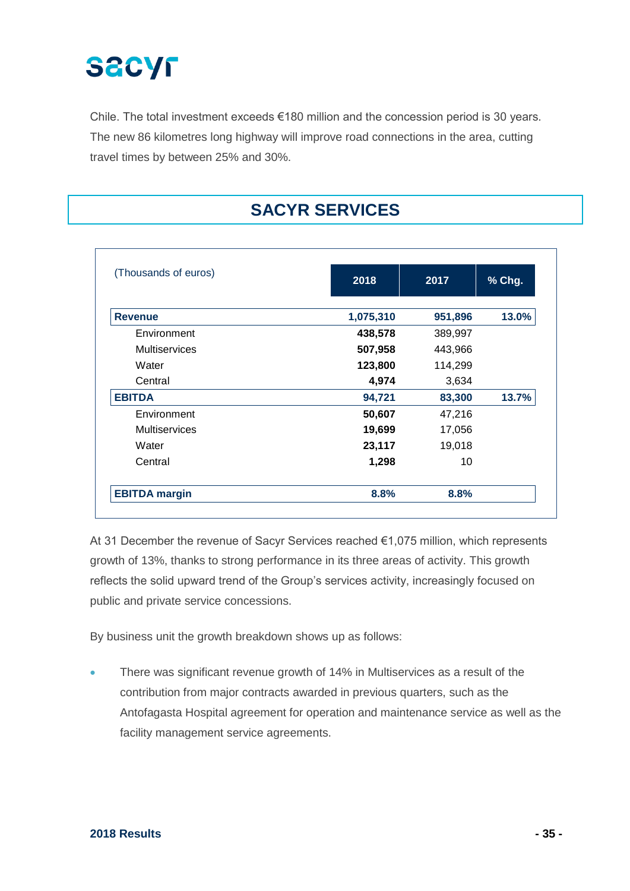Chile. The total investment exceeds €180 million and the concession period is 30 years. The new 86 kilometres long highway will improve road connections in the area, cutting travel times by between 25% and 30%.

## SACYR SERVICES

| (Thousands of euros) | 2018 | 2017 | % Chg. |
|---|---|---|---|
| **Revenue** | **1,075,310** | **951,896** | **13.0%** |
| Environment | **438,578** | 389,997 | |
| Multiservices | **507,958** | 443,966 | |
| Water | **123,800** | 114,299 | |
| Central | **4,974** | 3,634 | |
| **EBITDA** | **94,721** | **83,300** | **13.7%** |
| Environment | **50,607** | 47,216 | |
| Multiservices | **19,699** | 17,056 | |
| Water | **23,117** | 19,018 | |
| Central | **1,298** | 10 | |
| **EBITDA margin** | **8.8%** | **8.8%** | |

At 31 December the revenue of Sacyr Services reached €1,075 million, which represents growth of 13%, thanks to strong performance in its three areas of activity. This growth reflects the solid upward trend of the Group's services activity, increasingly focused on public and private service concessions.

By business unit the growth breakdown shows up as follows:

- There was significant revenue growth of 14% in Multiservices as a result of the contribution from major contracts awarded in previous quarters, such as the Antofagasta Hospital agreement for operation and maintenance service as well as the facility management service agreements.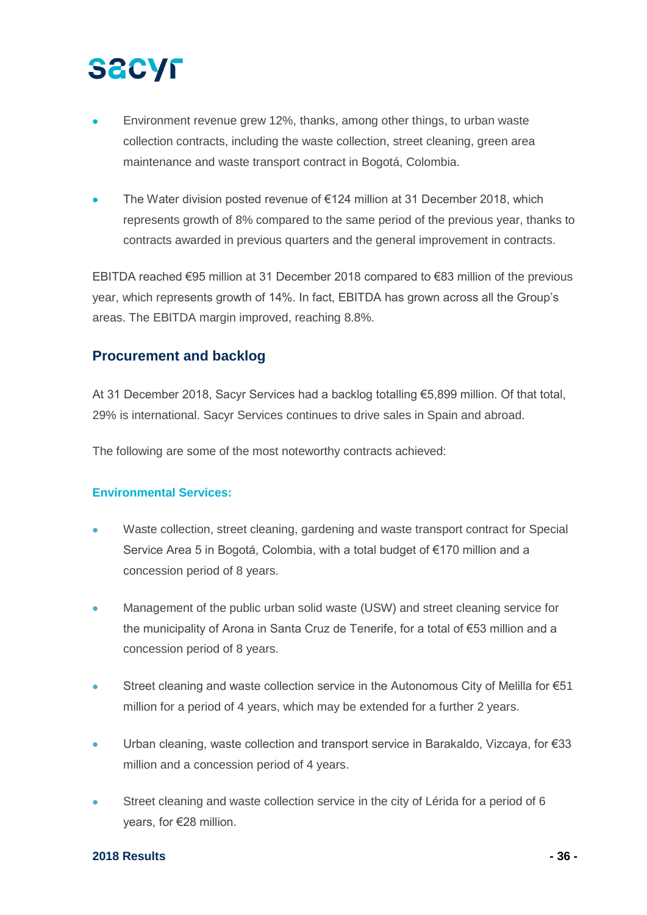- Environment revenue grew 12%, thanks, among other things, to urban waste collection contracts, including the waste collection, street cleaning, green area maintenance and waste transport contract in Bogotá, Colombia.

- The Water division posted revenue of €124 million at 31 December 2018, which represents growth of 8% compared to the same period of the previous year, thanks to contracts awarded in previous quarters and the general improvement in contracts.

EBITDA reached €95 million at 31 December 2018 compared to €83 million of the previous year, which represents growth of 14%. In fact, EBITDA has grown across all the Group's areas. The EBITDA margin improved, reaching 8.8%.

## Procurement and backlog

At 31 December 2018, Sacyr Services had a backlog totalling €5,899 million. Of that total, 29% is international. Sacyr Services continues to drive sales in Spain and abroad.

The following are some of the most noteworthy contracts achieved:

### Environmental Services:

- Waste collection, street cleaning, gardening and waste transport contract for Special Service Area 5 in Bogotá, Colombia, with a total budget of €170 million and a concession period of 8 years.

- Management of the public urban solid waste (USW) and street cleaning service for the municipality of Arona in Santa Cruz de Tenerife, for a total of €53 million and a concession period of 8 years.

- Street cleaning and waste collection service in the Autonomous City of Melilla for €51 million for a period of 4 years, which may be extended for a further 2 years.

- Urban cleaning, waste collection and transport service in Barakaldo, Vizcaya, for €33 million and a concession period of 4 years.

- Street cleaning and waste collection service in the city of Lérida for a period of 6 years, for €28 million.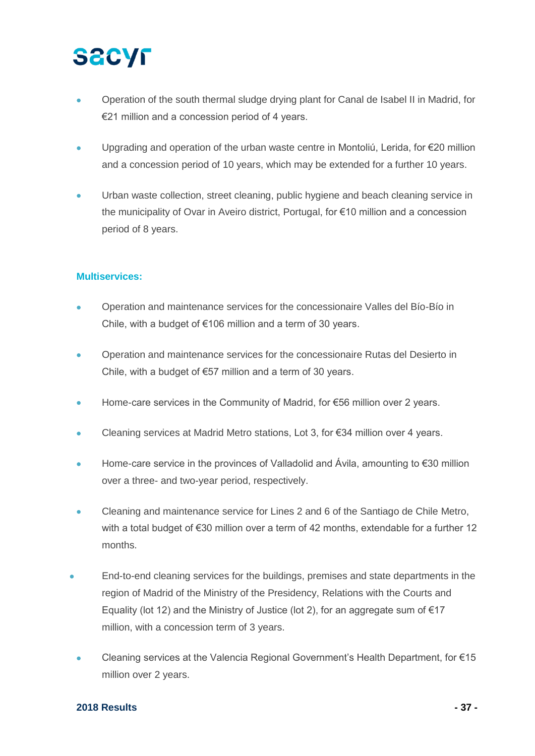- Operation of the south thermal sludge drying plant for Canal de Isabel II in Madrid, for €21 million and a concession period of 4 years.
- Upgrading and operation of the urban waste centre in Montoliú, Lerida, for €20 million and a concession period of 10 years, which may be extended for a further 10 years.
- Urban waste collection, street cleaning, public hygiene and beach cleaning service in the municipality of Ovar in Aveiro district, Portugal, for €10 million and a concession period of 8 years.

**Multiservices:**

- Operation and maintenance services for the concessionaire Valles del Bío-Bío in Chile, with a budget of €106 million and a term of 30 years.
- Operation and maintenance services for the concessionaire Rutas del Desierto in Chile, with a budget of €57 million and a term of 30 years.
- Home-care services in the Community of Madrid, for €56 million over 2 years.
- Cleaning services at Madrid Metro stations, Lot 3, for €34 million over 4 years.
- Home-care service in the provinces of Valladolid and Ávila, amounting to €30 million over a three- and two-year period, respectively.
- Cleaning and maintenance service for Lines 2 and 6 of the Santiago de Chile Metro, with a total budget of €30 million over a term of 42 months, extendable for a further 12 months.
- End-to-end cleaning services for the buildings, premises and state departments in the region of Madrid of the Ministry of the Presidency, Relations with the Courts and Equality (lot 12) and the Ministry of Justice (lot 2), for an aggregate sum of €17 million, with a concession term of 3 years.
- Cleaning services at the Valencia Regional Government's Health Department, for €15 million over 2 years.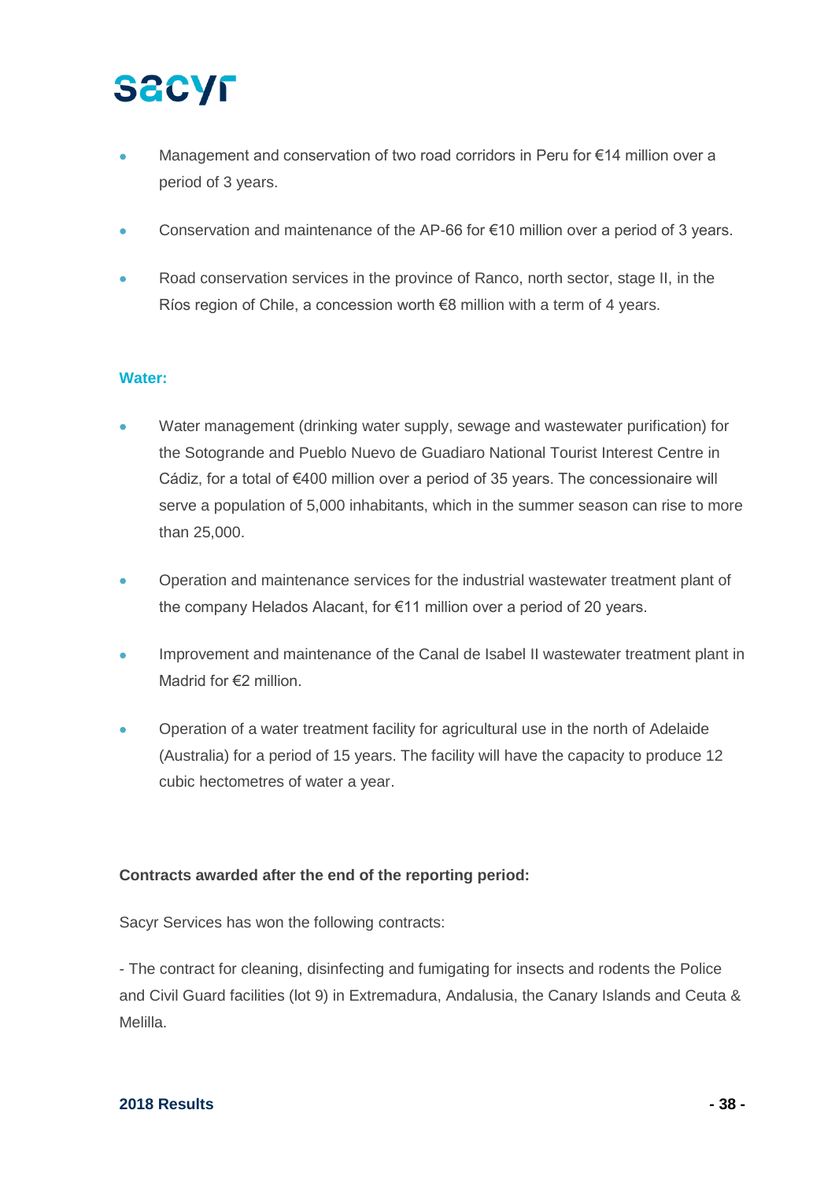- Management and conservation of two road corridors in Peru for €14 million over a period of 3 years.

- Conservation and maintenance of the AP-66 for €10 million over a period of 3 years.

- Road conservation services in the province of Ranco, north sector, stage II, in the Ríos region of Chile, a concession worth €8 million with a term of 4 years.

**Water:**

- Water management (drinking water supply, sewage and wastewater purification) for the Sotogrande and Pueblo Nuevo de Guadiaro National Tourist Interest Centre in Cádiz, for a total of €400 million over a period of 35 years. The concessionaire will serve a population of 5,000 inhabitants, which in the summer season can rise to more than 25,000.

- Operation and maintenance services for the industrial wastewater treatment plant of the company Helados Alacant, for €11 million over a period of 20 years.

- Improvement and maintenance of the Canal de Isabel II wastewater treatment plant in Madrid for €2 million.

- Operation of a water treatment facility for agricultural use in the north of Adelaide (Australia) for a period of 15 years. The facility will have the capacity to produce 12 cubic hectometres of water a year.

**Contracts awarded after the end of the reporting period:**

Sacyr Services has won the following contracts:

- The contract for cleaning, disinfecting and fumigating for insects and rodents the Police and Civil Guard facilities (lot 9) in Extremadura, Andalusia, the Canary Islands and Ceuta & Melilla.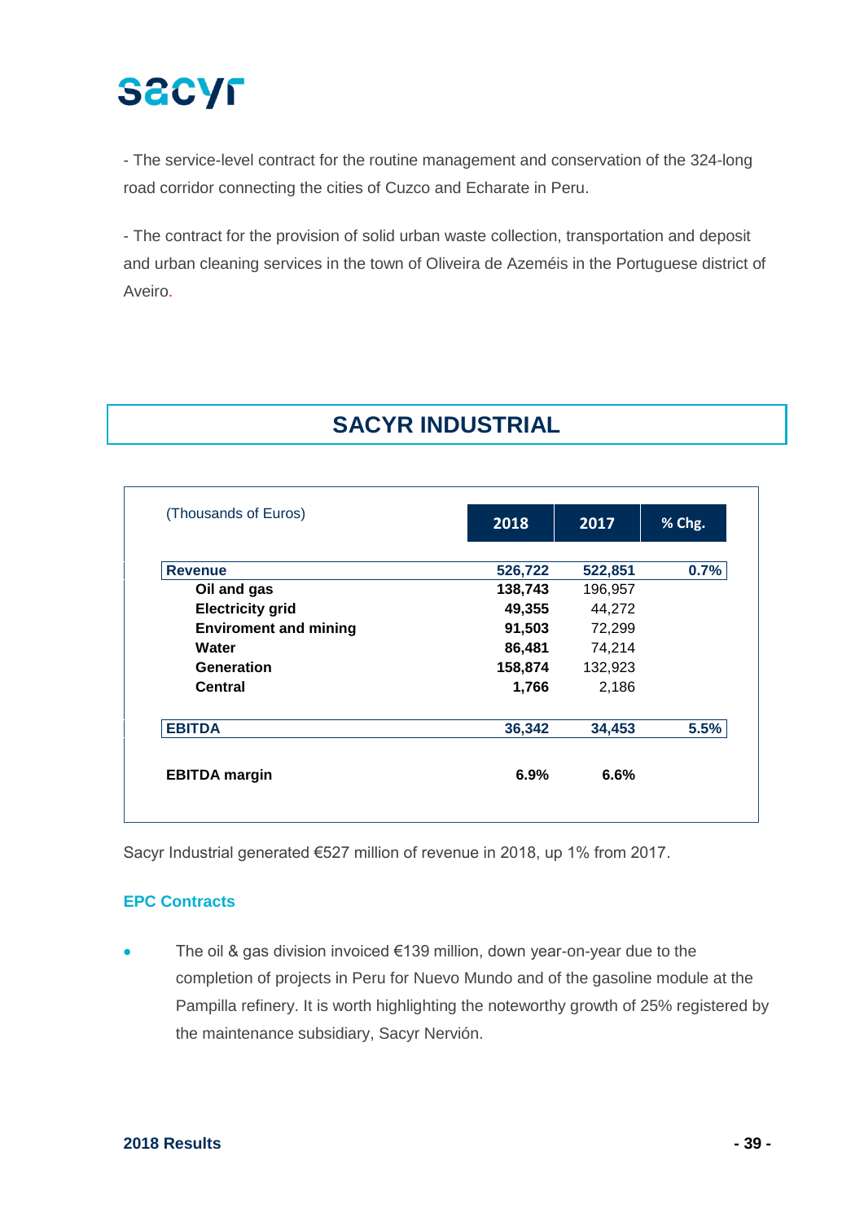- The service-level contract for the routine management and conservation of the 324-long road corridor connecting the cities of Cuzco and Echarate in Peru.

- The contract for the provision of solid urban waste collection, transportation and deposit and urban cleaning services in the town of Oliveira de Azeméis in the Portuguese district of Aveiro.

# SACYR INDUSTRIAL

| (Thousands of Euros) | 2018 | 2017 | % Chg. |
|---|---|---|---|
| **Revenue** | **526,722** | **522,851** | **0.7%** |
| **Oil and gas** | **138,743** | 196,957 | |
| **Electricity grid** | **49,355** | 44,272 | |
| **Enviroment and mining** | **91,503** | 72,299 | |
| **Water** | **86,481** | 74,214 | |
| **Generation** | **158,874** | 132,923 | |
| **Central** | **1,766** | 2,186 | |
| **EBITDA** | **36,342** | **34,453** | **5.5%** |
| **EBITDA margin** | **6.9%** | **6.6%** | |

Sacyr Industrial generated €527 million of revenue in 2018, up 1% from 2017.

### EPC Contracts

- The oil & gas division invoiced €139 million, down year-on-year due to the completion of projects in Peru for Nuevo Mundo and of the gasoline module at the Pampilla refinery. It is worth highlighting the noteworthy growth of 25% registered by the maintenance subsidiary, Sacyr Nervión.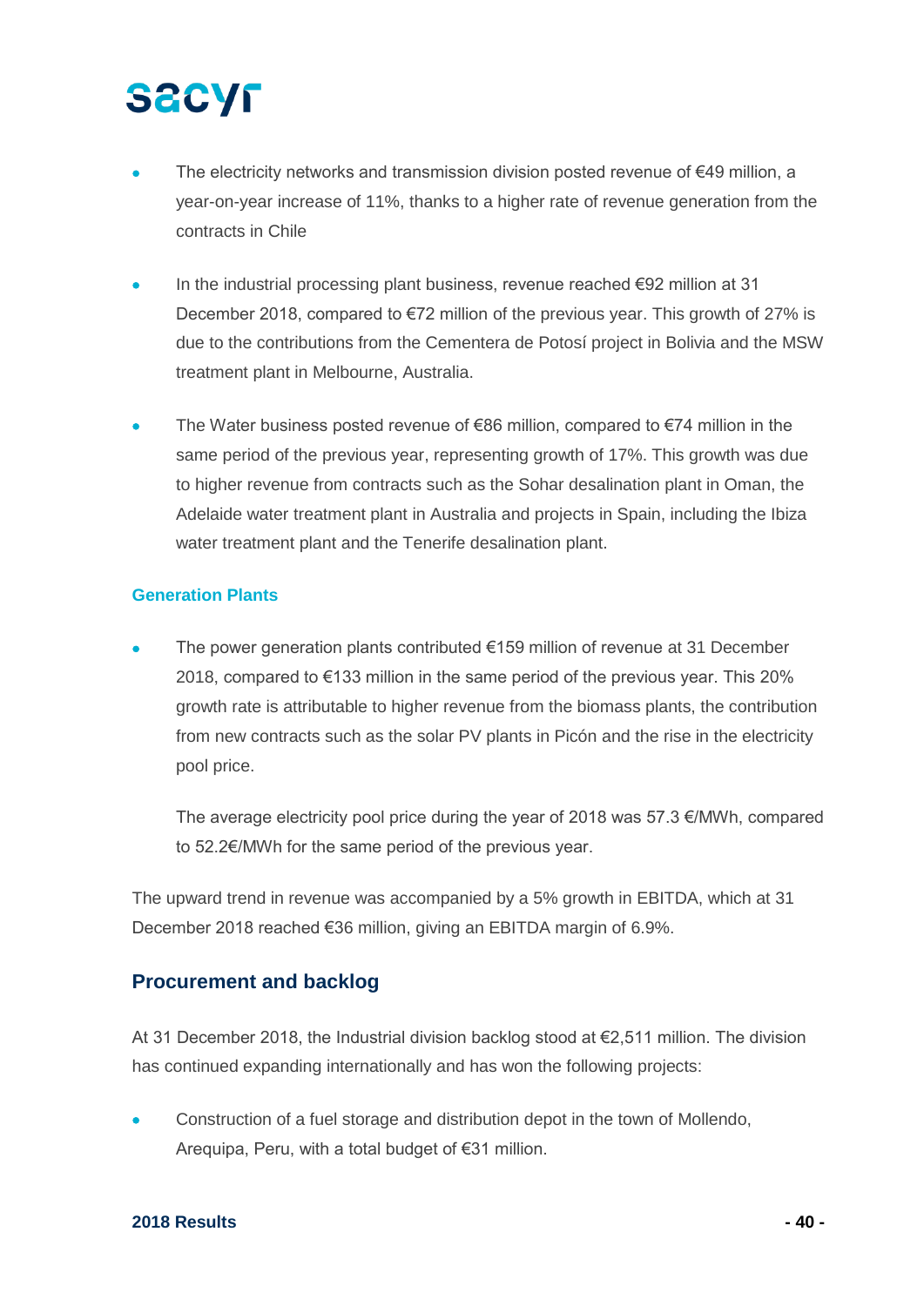- The electricity networks and transmission division posted revenue of €49 million, a year-on-year increase of 11%, thanks to a higher rate of revenue generation from the contracts in Chile
- In the industrial processing plant business, revenue reached €92 million at 31 December 2018, compared to €72 million of the previous year. This growth of 27% is due to the contributions from the Cementera de Potosí project in Bolivia and the MSW treatment plant in Melbourne, Australia.
- The Water business posted revenue of €86 million, compared to €74 million in the same period of the previous year, representing growth of 17%. This growth was due to higher revenue from contracts such as the Sohar desalination plant in Oman, the Adelaide water treatment plant in Australia and projects in Spain, including the Ibiza water treatment plant and the Tenerife desalination plant.

#### Generation Plants

- The power generation plants contributed €159 million of revenue at 31 December 2018, compared to €133 million in the same period of the previous year. This 20% growth rate is attributable to higher revenue from the biomass plants, the contribution from new contracts such as the solar PV plants in Picón and the rise in the electricity pool price.

  The average electricity pool price during the year of 2018 was 57.3 €/MWh, compared to 52.2€/MWh for the same period of the previous year.

The upward trend in revenue was accompanied by a 5% growth in EBITDA, which at 31 December 2018 reached €36 million, giving an EBITDA margin of 6.9%.

### Procurement and backlog

At 31 December 2018, the Industrial division backlog stood at €2,511 million. The division has continued expanding internationally and has won the following projects:

- Construction of a fuel storage and distribution depot in the town of Mollendo, Arequipa, Peru, with a total budget of €31 million.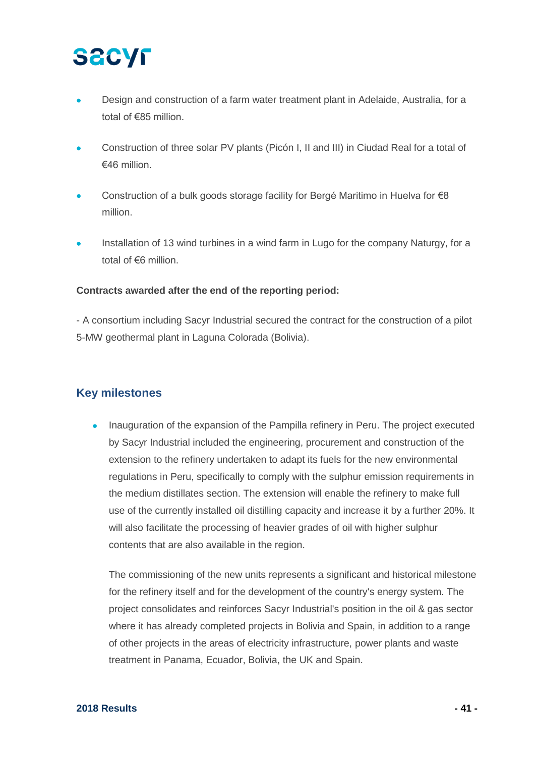- Design and construction of a farm water treatment plant in Adelaide, Australia, for a total of €85 million.
- Construction of three solar PV plants (Picón I, II and III) in Ciudad Real for a total of €46 million.
- Construction of a bulk goods storage facility for Bergé Maritimo in Huelva for €8 million.
- Installation of 13 wind turbines in a wind farm in Lugo for the company Naturgy, for a total of €6 million.

**Contracts awarded after the end of the reporting period:**

- A consortium including Sacyr Industrial secured the contract for the construction of a pilot 5-MW geothermal plant in Laguna Colorada (Bolivia).

## Key milestones

- Inauguration of the expansion of the Pampilla refinery in Peru. The project executed by Sacyr Industrial included the engineering, procurement and construction of the extension to the refinery undertaken to adapt its fuels for the new environmental regulations in Peru, specifically to comply with the sulphur emission requirements in the medium distillates section. The extension will enable the refinery to make full use of the currently installed oil distilling capacity and increase it by a further 20%. It will also facilitate the processing of heavier grades of oil with higher sulphur contents that are also available in the region.

  The commissioning of the new units represents a significant and historical milestone for the refinery itself and for the development of the country's energy system. The project consolidates and reinforces Sacyr Industrial's position in the oil & gas sector where it has already completed projects in Bolivia and Spain, in addition to a range of other projects in the areas of electricity infrastructure, power plants and waste treatment in Panama, Ecuador, Bolivia, the UK and Spain.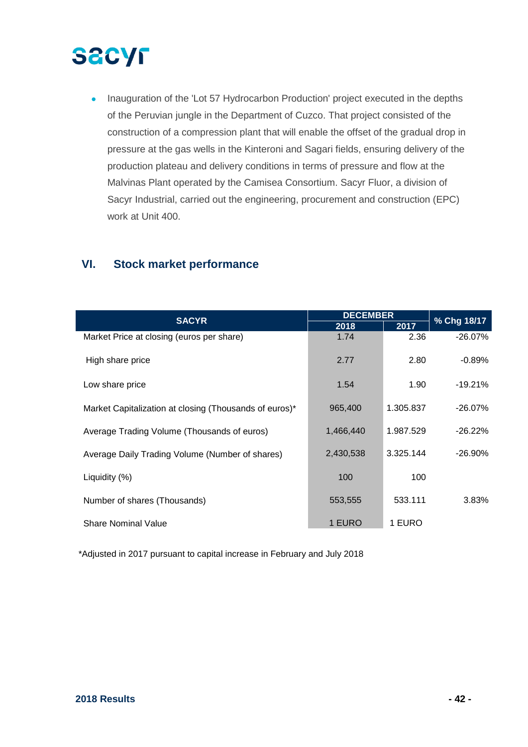- Inauguration of the 'Lot 57 Hydrocarbon Production' project executed in the depths of the Peruvian jungle in the Department of Cuzco. That project consisted of the construction of a compression plant that will enable the offset of the gradual drop in pressure at the gas wells in the Kinteroni and Sagari fields, ensuring delivery of the production plateau and delivery conditions in terms of pressure and flow at the Malvinas Plant operated by the Camisea Consortium. Sacyr Fluor, a division of Sacyr Industrial, carried out the engineering, procurement and construction (EPC) work at Unit 400.

## VI. Stock market performance

| SACYR | DECEMBER | | % Chg 18/17 |
|---|---|---|---|
| | 2018 | 2017 | |
| Market Price at closing (euros per share) | 1.74 | 2.36 | -26.07% |
| High share price | 2.77 | 2.80 | -0.89% |
| Low share price | 1.54 | 1.90 | -19.21% |
| Market Capitalization at closing (Thousands of euros)* | 965,400 | 1.305.837 | -26.07% |
| Average Trading Volume (Thousands of euros) | 1,466,440 | 1.987.529 | -26.22% |
| Average Daily Trading Volume (Number of shares) | 2,430,538 | 3.325.144 | -26.90% |
| Liquidity (%) | 100 | 100 | |
| Number of shares (Thousands) | 553,555 | 533.111 | 3.83% |
| Share Nominal Value | 1 EURO | 1 EURO | |

*Adjusted in 2017 pursuant to capital increase in February and July 2018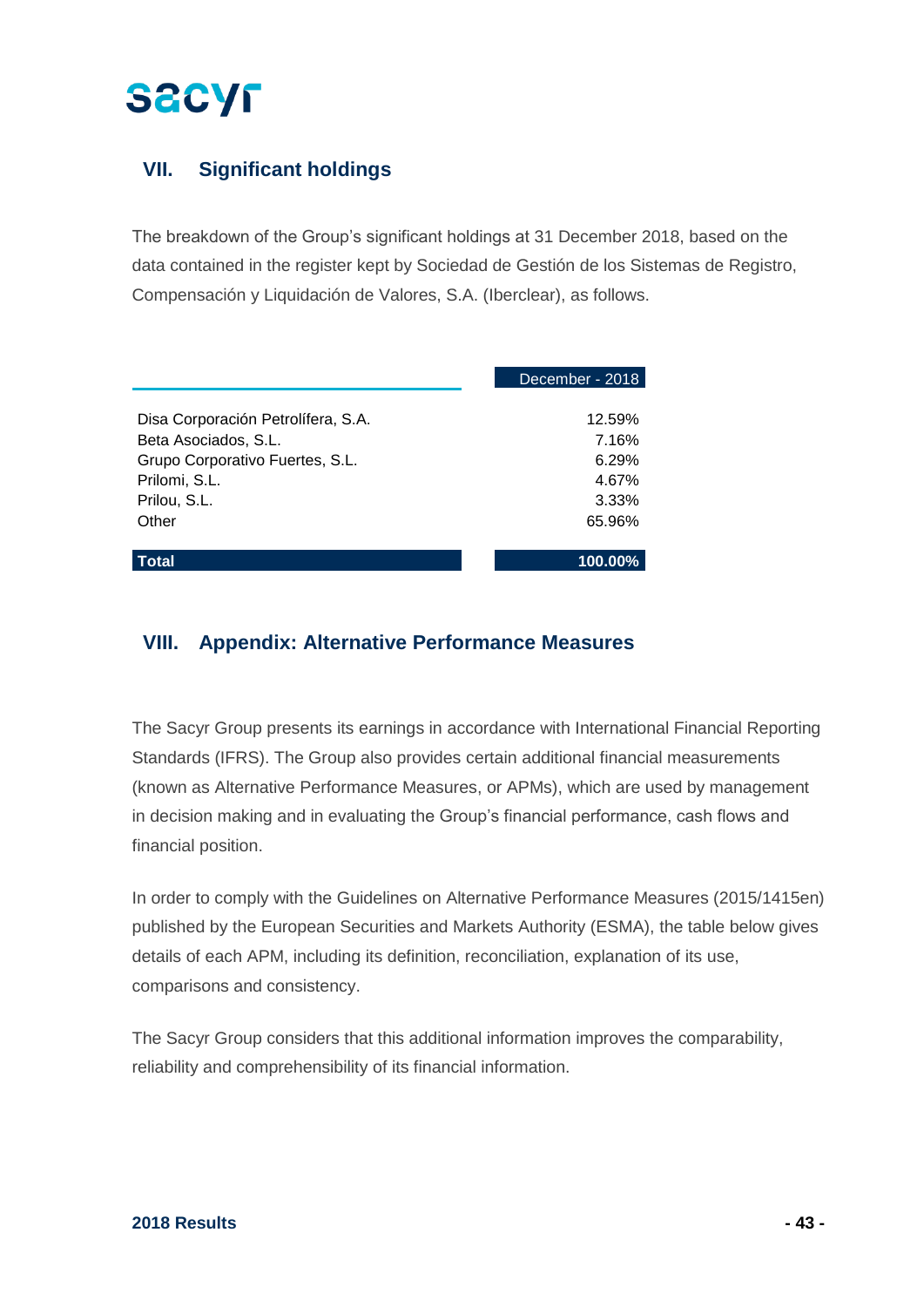## VII. Significant holdings

The breakdown of the Group's significant holdings at 31 December 2018, based on the data contained in the register kept by Sociedad de Gestión de los Sistemas de Registro, Compensación y Liquidación de Valores, S.A. (Iberclear), as follows.

| | December - 2018 |
|---|---|
| Disa Corporación Petrolífera, S.A. | 12.59% |
| Beta Asociados, S.L. | 7.16% |
| Grupo Corporativo Fuertes, S.L. | 6.29% |
| Prilomi, S.L. | 4.67% |
| Prilou, S.L. | 3.33% |
| Other | 65.96% |
| **Total** | **100.00%** |

## VIII. Appendix: Alternative Performance Measures

The Sacyr Group presents its earnings in accordance with International Financial Reporting Standards (IFRS). The Group also provides certain additional financial measurements (known as Alternative Performance Measures, or APMs), which are used by management in decision making and in evaluating the Group's financial performance, cash flows and financial position.

In order to comply with the Guidelines on Alternative Performance Measures (2015/1415en) published by the European Securities and Markets Authority (ESMA), the table below gives details of each APM, including its definition, reconciliation, explanation of its use, comparisons and consistency.

The Sacyr Group considers that this additional information improves the comparability, reliability and comprehensibility of its financial information.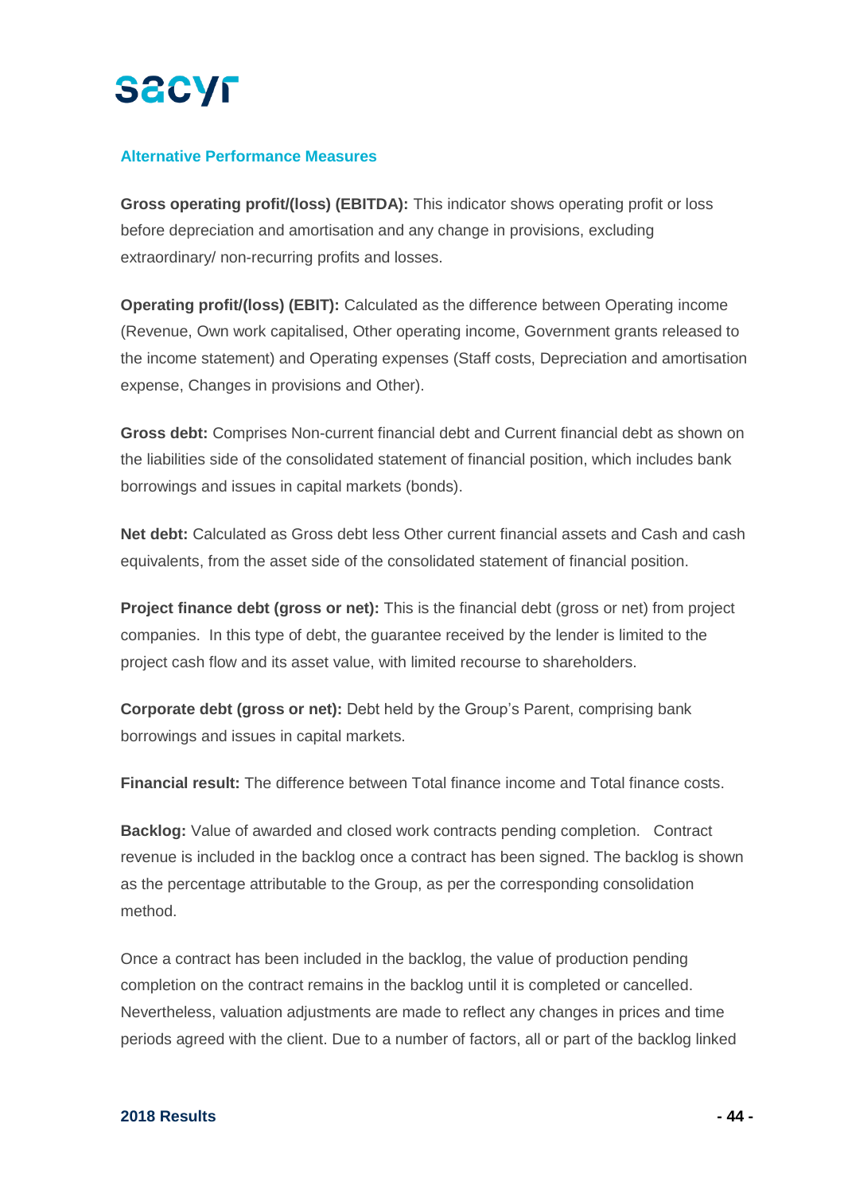## Alternative Performance Measures

**Gross operating profit/(loss) (EBITDA):** This indicator shows operating profit or loss before depreciation and amortisation and any change in provisions, excluding extraordinary/ non-recurring profits and losses.

**Operating profit/(loss) (EBIT):** Calculated as the difference between Operating income (Revenue, Own work capitalised, Other operating income, Government grants released to the income statement) and Operating expenses (Staff costs, Depreciation and amortisation expense, Changes in provisions and Other).

**Gross debt:** Comprises Non-current financial debt and Current financial debt as shown on the liabilities side of the consolidated statement of financial position, which includes bank borrowings and issues in capital markets (bonds).

**Net debt:** Calculated as Gross debt less Other current financial assets and Cash and cash equivalents, from the asset side of the consolidated statement of financial position.

**Project finance debt (gross or net):** This is the financial debt (gross or net) from project companies. In this type of debt, the guarantee received by the lender is limited to the project cash flow and its asset value, with limited recourse to shareholders.

**Corporate debt (gross or net):** Debt held by the Group's Parent, comprising bank borrowings and issues in capital markets.

**Financial result:** The difference between Total finance income and Total finance costs.

**Backlog:** Value of awarded and closed work contracts pending completion. Contract revenue is included in the backlog once a contract has been signed. The backlog is shown as the percentage attributable to the Group, as per the corresponding consolidation method.

Once a contract has been included in the backlog, the value of production pending completion on the contract remains in the backlog until it is completed or cancelled. Nevertheless, valuation adjustments are made to reflect any changes in prices and time periods agreed with the client. Due to a number of factors, all or part of the backlog linked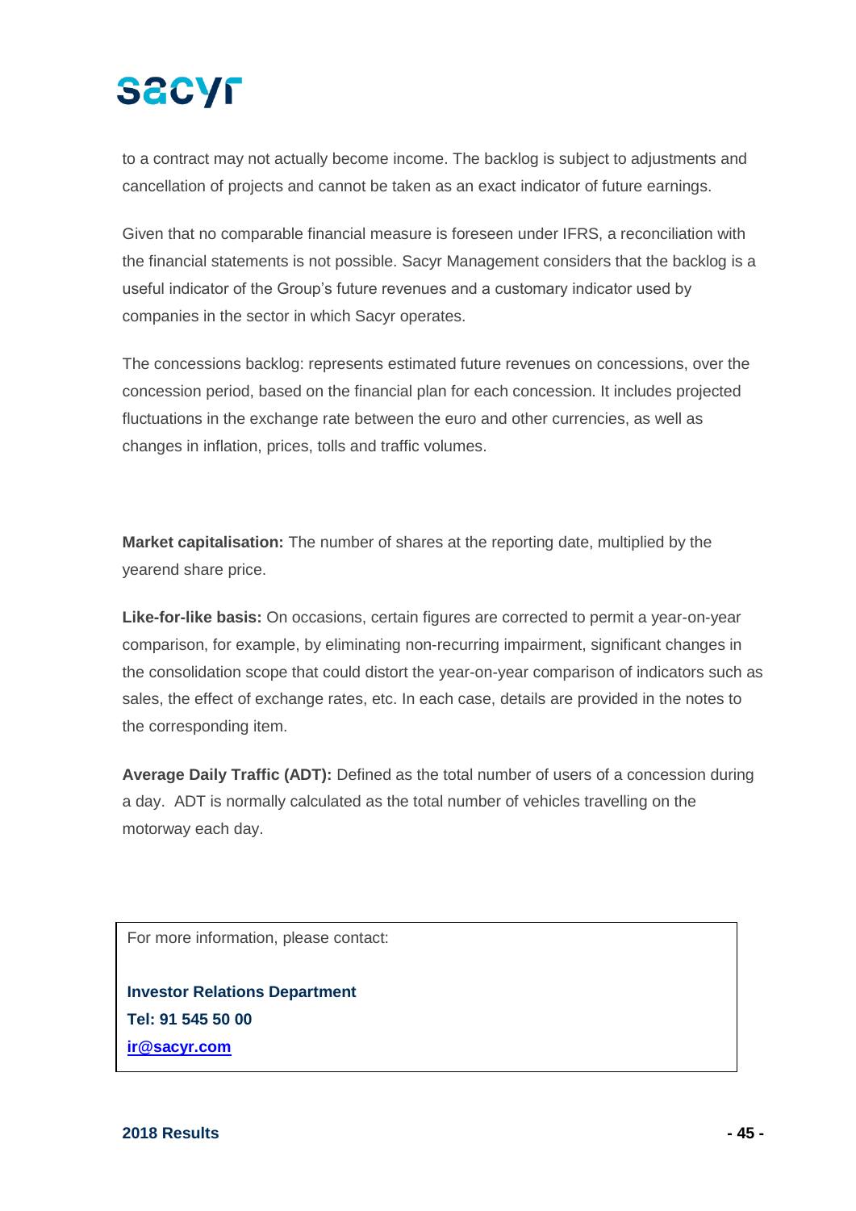to a contract may not actually become income. The backlog is subject to adjustments and cancellation of projects and cannot be taken as an exact indicator of future earnings.

Given that no comparable financial measure is foreseen under IFRS, a reconciliation with the financial statements is not possible. Sacyr Management considers that the backlog is a useful indicator of the Group's future revenues and a customary indicator used by companies in the sector in which Sacyr operates.

The concessions backlog: represents estimated future revenues on concessions, over the concession period, based on the financial plan for each concession. It includes projected fluctuations in the exchange rate between the euro and other currencies, as well as changes in inflation, prices, tolls and traffic volumes.

**Market capitalisation:** The number of shares at the reporting date, multiplied by the yearend share price.

**Like-for-like basis:** On occasions, certain figures are corrected to permit a year-on-year comparison, for example, by eliminating non-recurring impairment, significant changes in the consolidation scope that could distort the year-on-year comparison of indicators such as sales, the effect of exchange rates, etc. In each case, details are provided in the notes to the corresponding item.

**Average Daily Traffic (ADT):** Defined as the total number of users of a concession during a day. ADT is normally calculated as the total number of vehicles travelling on the motorway each day.

For more information, please contact:

**Investor Relations Department**
**Tel: 91 545 50 00**
**ir@sacyr.com**